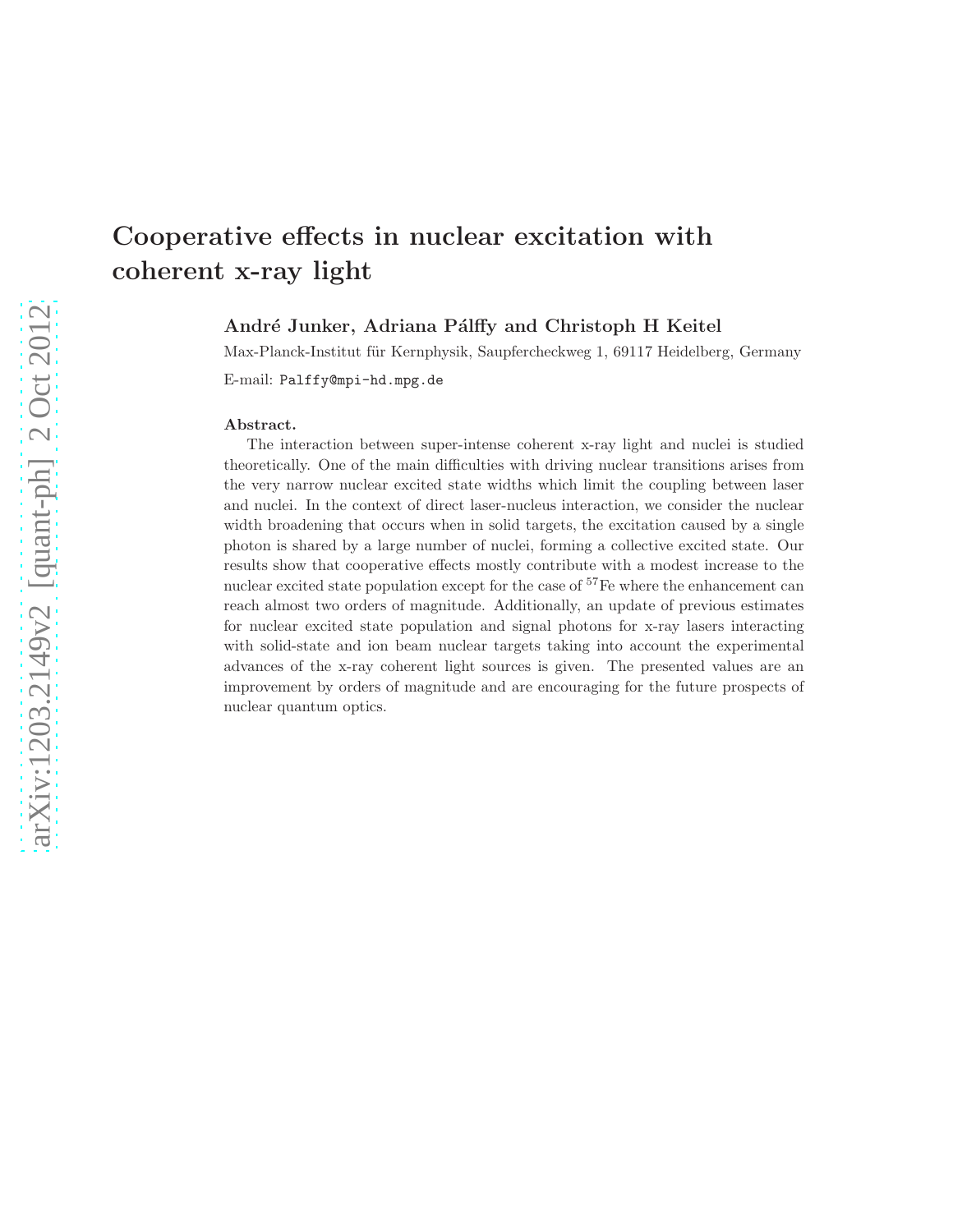# Cooperative effects in nuclear excitation with coherent x-ray light

**André Junker, Adriana Pálffy and Christoph H Keitel**

Max-Planck-Institut für Kernphysik, Saupfercheckweg 1, 69117 Heidelberg, Germany

E-mail: `Palffy@mpi-hd.mpg.de`

**Abstract.**

The interaction between super-intense coherent x-ray light and nuclei is studied theoretically. One of the main difficulties with driving nuclear transitions arises from the very narrow nuclear excited state widths which limit the coupling between laser and nuclei. In the context of direct laser-nucleus interaction, we consider the nuclear width broadening that occurs when in solid targets, the excitation caused by a single photon is shared by a large number of nuclei, forming a collective excited state. Our results show that cooperative effects mostly contribute with a modest increase to the nuclear excited state population except for the case of $^{57}$Fe where the enhancement can reach almost two orders of magnitude. Additionally, an update of previous estimates for nuclear excited state population and signal photons for x-ray lasers interacting with solid-state and ion beam nuclear targets taking into account the experimental advances of the x-ray coherent light sources is given. The presented values are an improvement by orders of magnitude and are encouraging for the future prospects of nuclear quantum optics.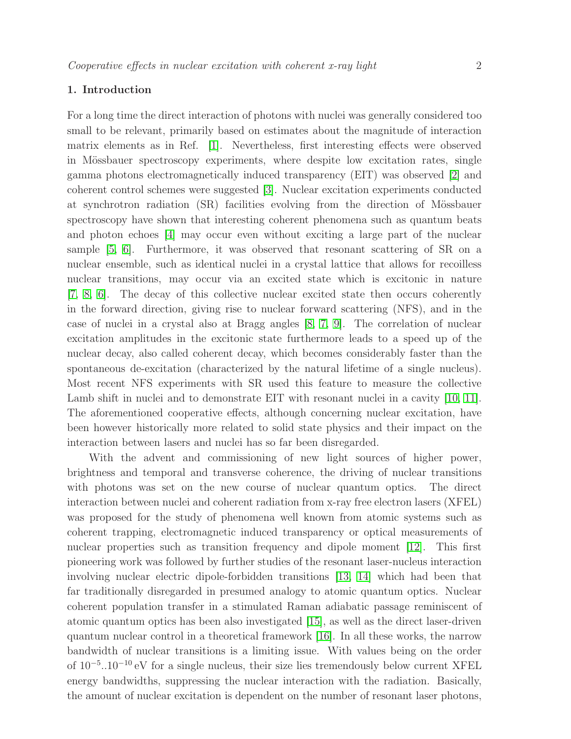## 1. Introduction

For a long time the direct interaction of photons with nuclei was generally considered too small to be relevant, primarily based on estimates about the magnitude of interaction matrix elements as in Ref. [1]. Nevertheless, first interesting effects were observed in Mössbauer spectroscopy experiments, where despite low excitation rates, single gamma photons electromagnetically induced transparency (EIT) was observed [2] and coherent control schemes were suggested [3]. Nuclear excitation experiments conducted at synchrotron radiation (SR) facilities evolving from the direction of Mössbauer spectroscopy have shown that interesting coherent phenomena such as quantum beats and photon echoes [4] may occur even without exciting a large part of the nuclear sample [5, 6]. Furthermore, it was observed that resonant scattering of SR on a nuclear ensemble, such as identical nuclei in a crystal lattice that allows for recoilless nuclear transitions, may occur via an excited state which is excitonic in nature [7, 8, 6]. The decay of this collective nuclear excited state then occurs coherently in the forward direction, giving rise to nuclear forward scattering (NFS), and in the case of nuclei in a crystal also at Bragg angles [8, 7, 9]. The correlation of nuclear excitation amplitudes in the excitonic state furthermore leads to a speed up of the nuclear decay, also called coherent decay, which becomes considerably faster than the spontaneous de-excitation (characterized by the natural lifetime of a single nucleus). Most recent NFS experiments with SR used this feature to measure the collective Lamb shift in nuclei and to demonstrate EIT with resonant nuclei in a cavity [10, 11]. The aforementioned cooperative effects, although concerning nuclear excitation, have been however historically more related to solid state physics and their impact on the interaction between lasers and nuclei has so far been disregarded.

With the advent and commissioning of new light sources of higher power, brightness and temporal and transverse coherence, the driving of nuclear transitions with photons was set on the new course of nuclear quantum optics. The direct interaction between nuclei and coherent radiation from x-ray free electron lasers (XFEL) was proposed for the study of phenomena well known from atomic systems such as coherent trapping, electromagnetic induced transparency or optical measurements of nuclear properties such as transition frequency and dipole moment [12]. This first pioneering work was followed by further studies of the resonant laser-nucleus interaction involving nuclear electric dipole-forbidden transitions [13, 14] which had been that far traditionally disregarded in presumed analogy to atomic quantum optics. Nuclear coherent population transfer in a stimulated Raman adiabatic passage reminiscent of atomic quantum optics has been also investigated [15], as well as the direct laser-driven quantum nuclear control in a theoretical framework [16]. In all these works, the narrow bandwidth of nuclear transitions is a limiting issue. With values being on the order of $10^{-5}..10^{-10}$ eV for a single nucleus, their size lies tremendously below current XFEL energy bandwidths, suppressing the nuclear interaction with the radiation. Basically, the amount of nuclear excitation is dependent on the number of resonant laser photons,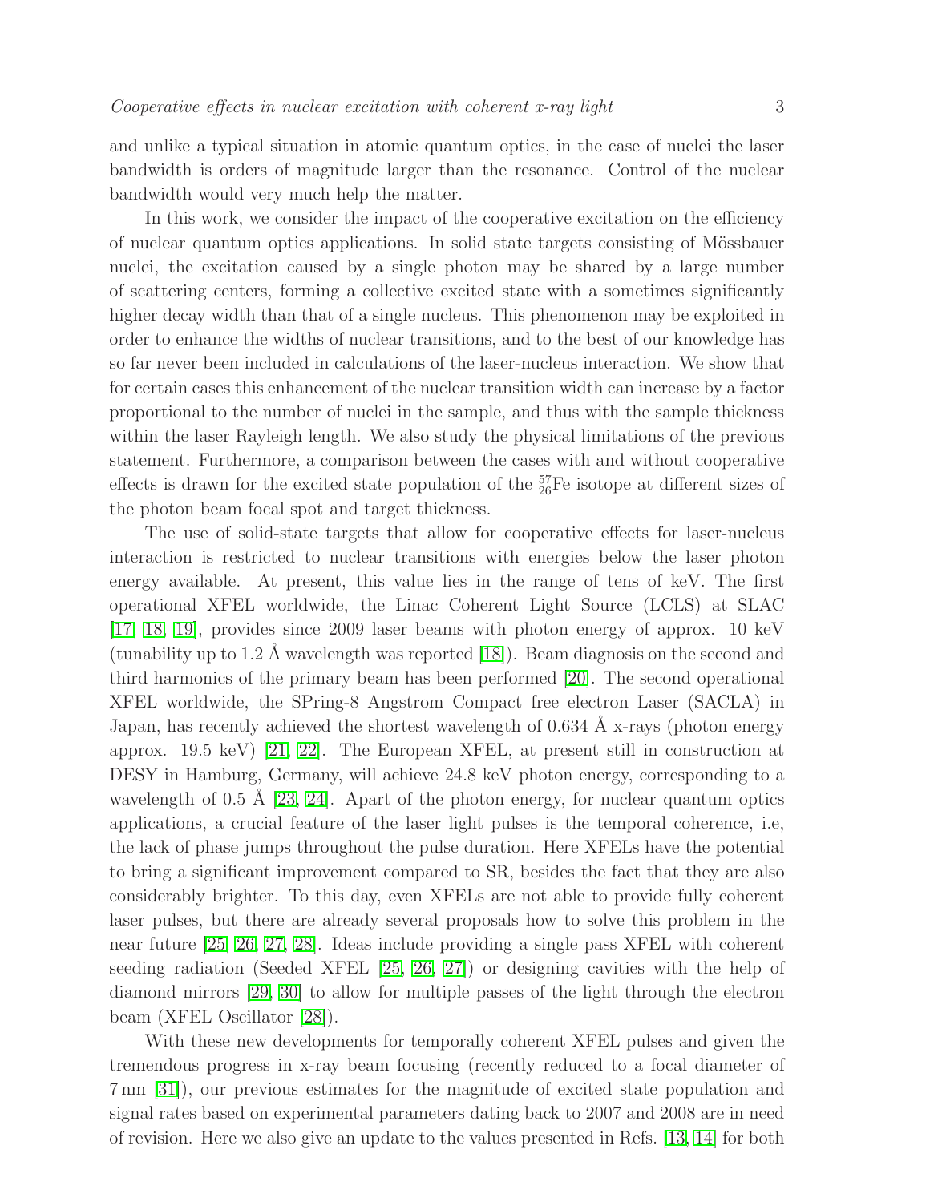and unlike a typical situation in atomic quantum optics, in the case of nuclei the laser bandwidth is orders of magnitude larger than the resonance. Control of the nuclear bandwidth would very much help the matter.

In this work, we consider the impact of the cooperative excitation on the efficiency of nuclear quantum optics applications. In solid state targets consisting of Mössbauer nuclei, the excitation caused by a single photon may be shared by a large number of scattering centers, forming a collective excited state with a sometimes significantly higher decay width than that of a single nucleus. This phenomenon may be exploited in order to enhance the widths of nuclear transitions, and to the best of our knowledge has so far never been included in calculations of the laser-nucleus interaction. We show that for certain cases this enhancement of the nuclear transition width can increase by a factor proportional to the number of nuclei in the sample, and thus with the sample thickness within the laser Rayleigh length. We also study the physical limitations of the previous statement. Furthermore, a comparison between the cases with and without cooperative effects is drawn for the excited state population of the ${}^{57}_{26}\mathrm{Fe}$ isotope at different sizes of the photon beam focal spot and target thickness.

The use of solid-state targets that allow for cooperative effects for laser-nucleus interaction is restricted to nuclear transitions with energies below the laser photon energy available. At present, this value lies in the range of tens of keV. The first operational XFEL worldwide, the Linac Coherent Light Source (LCLS) at SLAC [17, 18, 19], provides since 2009 laser beams with photon energy of approx. 10 keV (tunability up to 1.2 Å wavelength was reported [18]). Beam diagnosis on the second and third harmonics of the primary beam has been performed [20]. The second operational XFEL worldwide, the SPring-8 Angstrom Compact free electron Laser (SACLA) in Japan, has recently achieved the shortest wavelength of 0.634 Å x-rays (photon energy approx. 19.5 keV) [21, 22]. The European XFEL, at present still in construction at DESY in Hamburg, Germany, will achieve 24.8 keV photon energy, corresponding to a wavelength of 0.5 Å [23, 24]. Apart of the photon energy, for nuclear quantum optics applications, a crucial feature of the laser light pulses is the temporal coherence, i.e, the lack of phase jumps throughout the pulse duration. Here XFELs have the potential to bring a significant improvement compared to SR, besides the fact that they are also considerably brighter. To this day, even XFELs are not able to provide fully coherent laser pulses, but there are already several proposals how to solve this problem in the near future [25, 26, 27, 28]. Ideas include providing a single pass XFEL with coherent seeding radiation (Seeded XFEL [25, 26, 27]) or designing cavities with the help of diamond mirrors [29, 30] to allow for multiple passes of the light through the electron beam (XFEL Oscillator [28]).

With these new developments for temporally coherent XFEL pulses and given the tremendous progress in x-ray beam focusing (recently reduced to a focal diameter of 7 nm [31]), our previous estimates for the magnitude of excited state population and signal rates based on experimental parameters dating back to 2007 and 2008 are in need of revision. Here we also give an update to the values presented in Refs. [13, 14] for both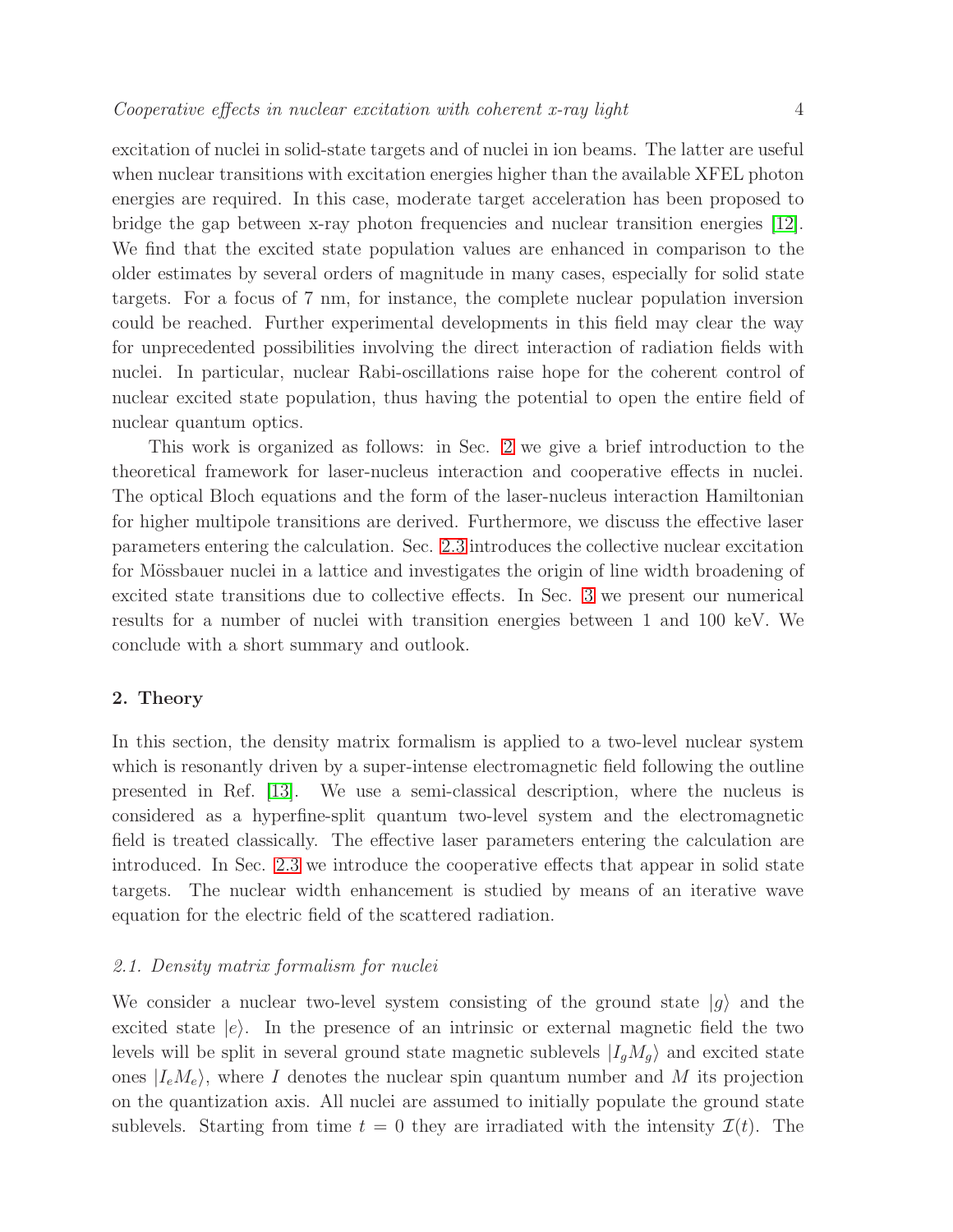excitation of nuclei in solid-state targets and of nuclei in ion beams. The latter are useful when nuclear transitions with excitation energies higher than the available XFEL photon energies are required. In this case, moderate target acceleration has been proposed to bridge the gap between x-ray photon frequencies and nuclear transition energies [12]. We find that the excited state population values are enhanced in comparison to the older estimates by several orders of magnitude in many cases, especially for solid state targets. For a focus of 7 nm, for instance, the complete nuclear population inversion could be reached. Further experimental developments in this field may clear the way for unprecedented possibilities involving the direct interaction of radiation fields with nuclei. In particular, nuclear Rabi-oscillations raise hope for the coherent control of nuclear excited state population, thus having the potential to open the entire field of nuclear quantum optics.

This work is organized as follows: in Sec. 2 we give a brief introduction to the theoretical framework for laser-nucleus interaction and cooperative effects in nuclei. The optical Bloch equations and the form of the laser-nucleus interaction Hamiltonian for higher multipole transitions are derived. Furthermore, we discuss the effective laser parameters entering the calculation. Sec. 2.3 introduces the collective nuclear excitation for Mössbauer nuclei in a lattice and investigates the origin of line width broadening of excited state transitions due to collective effects. In Sec. 3 we present our numerical results for a number of nuclei with transition energies between 1 and 100 keV. We conclude with a short summary and outlook.

## 2. Theory

In this section, the density matrix formalism is applied to a two-level nuclear system which is resonantly driven by a super-intense electromagnetic field following the outline presented in Ref. [13]. We use a semi-classical description, where the nucleus is considered as a hyperfine-split quantum two-level system and the electromagnetic field is treated classically. The effective laser parameters entering the calculation are introduced. In Sec. 2.3 we introduce the cooperative effects that appear in solid state targets. The nuclear width enhancement is studied by means of an iterative wave equation for the electric field of the scattered radiation.

### *2.1. Density matrix formalism for nuclei*

We consider a nuclear two-level system consisting of the ground state $|g\rangle$ and the excited state $|e\rangle$. In the presence of an intrinsic or external magnetic field the two levels will be split in several ground state magnetic sublevels $|I_g M_g\rangle$ and excited state ones $|I_e M_e\rangle$, where $I$ denotes the nuclear spin quantum number and $M$ its projection on the quantization axis. All nuclei are assumed to initially populate the ground state sublevels. Starting from time $t = 0$ they are irradiated with the intensity $\mathcal{I}(t)$. The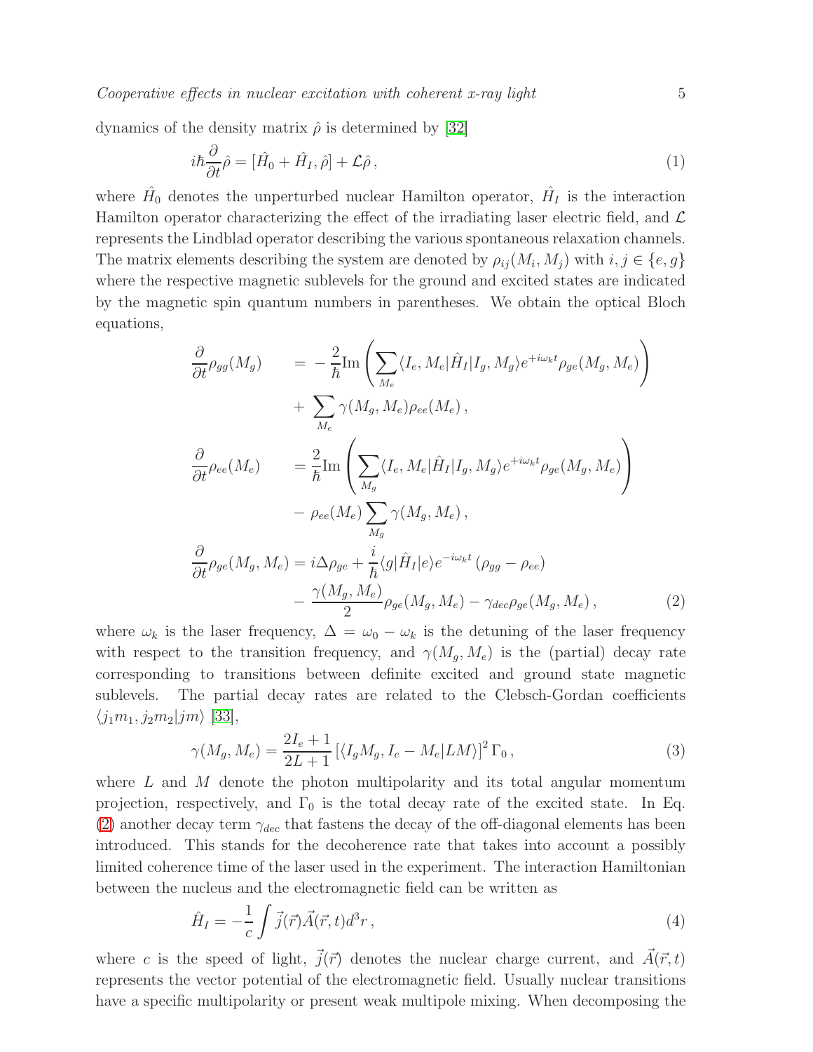dynamics of the density matrix $\hat{\rho}$ is determined by [32]

$$i\hbar\frac{\partial}{\partial t}\hat{\rho} = [\hat{H}_0 + \hat{H}_I, \hat{\rho}] + \mathcal{L}\hat{\rho}\,, \tag{1}$$

where $\hat{H}_0$ denotes the unperturbed nuclear Hamilton operator, $\hat{H}_I$ is the interaction Hamilton operator characterizing the effect of the irradiating laser electric field, and $\mathcal{L}$ represents the Lindblad operator describing the various spontaneous relaxation channels. The matrix elements describing the system are denoted by $\rho_{ij}(M_i, M_j)$ with $i, j \in \{e, g\}$ where the respective magnetic sublevels for the ground and excited states are indicated by the magnetic spin quantum numbers in parentheses. We obtain the optical Bloch equations,

$$\begin{aligned}
\frac{\partial}{\partial t}\rho_{gg}(M_g) \quad &= -\frac{2}{\hbar}\mathrm{Im}\left(\sum_{M_e}\langle I_e, M_e|\hat{H}_I|I_g, M_g\rangle e^{+i\omega_k t}\rho_{ge}(M_g, M_e)\right) \\
&+ \sum_{M_e}\gamma(M_g, M_e)\rho_{ee}(M_e)\,, \\
\frac{\partial}{\partial t}\rho_{ee}(M_e) \quad &= \frac{2}{\hbar}\mathrm{Im}\left(\sum_{M_g}\langle I_e, M_e|\hat{H}_I|I_g, M_g\rangle e^{+i\omega_k t}\rho_{ge}(M_g, M_e)\right) \\
&- \rho_{ee}(M_e)\sum_{M_g}\gamma(M_g, M_e)\,, \\
\frac{\partial}{\partial t}\rho_{ge}(M_g, M_e) &= i\Delta\rho_{ge} + \frac{i}{\hbar}\langle g|\hat{H}_I|e\rangle e^{-i\omega_k t}\left(\rho_{gg} - \rho_{ee}\right) \\
&- \frac{\gamma(M_g, M_e)}{2}\rho_{ge}(M_g, M_e) - \gamma_{dec}\rho_{ge}(M_g, M_e)\,,
\end{aligned} \tag{2}$$

where $\omega_k$ is the laser frequency, $\Delta = \omega_0 - \omega_k$ is the detuning of the laser frequency with respect to the transition frequency, and $\gamma(M_g, M_e)$ is the (partial) decay rate corresponding to transitions between definite excited and ground state magnetic sublevels. The partial decay rates are related to the Clebsch-Gordan coefficients $\langle j_1 m_1, j_2 m_2|jm\rangle$ [33],

$$\gamma(M_g, M_e) = \frac{2I_e + 1}{2L + 1}\left[\langle I_g M_g, I_e - M_e|LM\rangle\right]^2 \Gamma_0\,, \tag{3}$$

where $L$ and $M$ denote the photon multipolarity and its total angular momentum projection, respectively, and $\Gamma_0$ is the total decay rate of the excited state. In Eq. (2) another decay term $\gamma_{dec}$ that fastens the decay of the off-diagonal elements has been introduced. This stands for the decoherence rate that takes into account a possibly limited coherence time of the laser used in the experiment. The interaction Hamiltonian between the nucleus and the electromagnetic field can be written as

$$\hat{H}_I = -\frac{1}{c}\int \vec{j}(\vec{r})\vec{A}(\vec{r}, t)d^3r\,, \tag{4}$$

where $c$ is the speed of light, $\vec{j}(\vec{r})$ denotes the nuclear charge current, and $\vec{A}(\vec{r}, t)$ represents the vector potential of the electromagnetic field. Usually nuclear transitions have a specific multipolarity or present weak multipole mixing. When decomposing the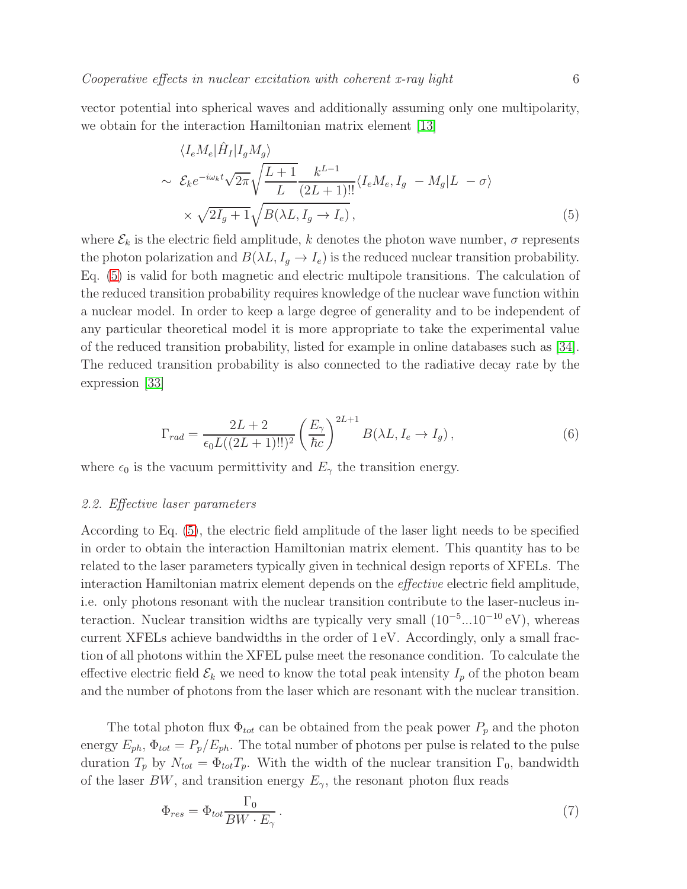vector potential into spherical waves and additionally assuming only one multipolarity, we obtain for the interaction Hamiltonian matrix element [13]

$$
\begin{aligned}
&\langle I_e M_e | \hat{H}_I | I_g M_g \rangle \\
\sim\ & \mathcal{E}_k e^{-i\omega_k t} \sqrt{2\pi} \sqrt{\frac{L+1}{L}} \frac{k^{L-1}}{(2L+1)!!} \langle I_e M_e, I_g \ -M_g | L \ -\sigma \rangle \\
& \times \sqrt{2I_g+1} \sqrt{B(\lambda L, I_g \to I_e)} \,,
\end{aligned}
\tag{5}
$$

where $\mathcal{E}_k$ is the electric field amplitude, $k$ denotes the photon wave number, $\sigma$ represents the photon polarization and $B(\lambda L, I_g \to I_e)$ is the reduced nuclear transition probability. Eq. (5) is valid for both magnetic and electric multipole transitions. The calculation of the reduced transition probability requires knowledge of the nuclear wave function within a nuclear model. In order to keep a large degree of generality and to be independent of any particular theoretical model it is more appropriate to take the experimental value of the reduced transition probability, listed for example in online databases such as [34]. The reduced transition probability is also connected to the radiative decay rate by the expression [33]

$$
\Gamma_{rad} = \frac{2L+2}{\epsilon_0 L((2L+1)!!)^2} \left( \frac{E_\gamma}{\hbar c} \right)^{2L+1} B(\lambda L, I_e \to I_g) \,,
\tag{6}
$$

where $\epsilon_0$ is the vacuum permittivity and $E_\gamma$ the transition energy.

### 2.2. Effective laser parameters

According to Eq. (5), the electric field amplitude of the laser light needs to be specified in order to obtain the interaction Hamiltonian matrix element. This quantity has to be related to the laser parameters typically given in technical design reports of XFELs. The interaction Hamiltonian matrix element depends on the *effective* electric field amplitude, i.e. only photons resonant with the nuclear transition contribute to the laser-nucleus interaction. Nuclear transition widths are typically very small ($10^{-5}...10^{-10}$ eV), whereas current XFELs achieve bandwidths in the order of 1 eV. Accordingly, only a small fraction of all photons within the XFEL pulse meet the resonance condition. To calculate the effective electric field $\mathcal{E}_k$ we need to know the total peak intensity $I_p$ of the photon beam and the number of photons from the laser which are resonant with the nuclear transition.

The total photon flux $\Phi_{tot}$ can be obtained from the peak power $P_p$ and the photon energy $E_{ph}$, $\Phi_{tot} = P_p/E_{ph}$. The total number of photons per pulse is related to the pulse duration $T_p$ by $N_{tot} = \Phi_{tot} T_p$. With the width of the nuclear transition $\Gamma_0$, bandwidth of the laser $BW$, and transition energy $E_\gamma$, the resonant photon flux reads

$$
\Phi_{res} = \Phi_{tot} \frac{\Gamma_0}{BW \cdot E_\gamma} \,.
\tag{7}
$$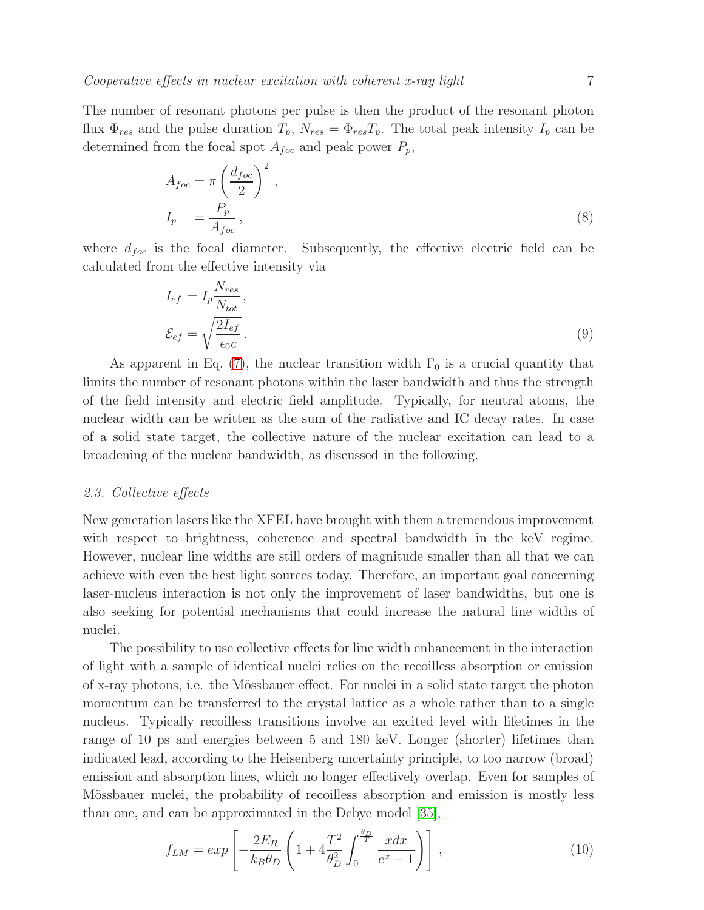The number of resonant photons per pulse is then the product of the resonant photon flux $\Phi_{res}$ and the pulse duration $T_p$, $N_{res} = \Phi_{res} T_p$. The total peak intensity $I_p$ can be determined from the focal spot $A_{foc}$ and peak power $P_p$,

$$
\begin{aligned}
A_{foc} &= \pi \left( \frac{d_{foc}}{2} \right)^2 , \\
I_p \quad &= \frac{P_p}{A_{foc}} ,
\end{aligned}
\tag{8}
$$

where $d_{foc}$ is the focal diameter. Subsequently, the effective electric field can be calculated from the effective intensity via

$$
\begin{aligned}
I_{ef} &= I_p \frac{N_{res}}{N_{tot}} , \\
\mathcal{E}_{ef} &= \sqrt{\frac{2 I_{ef}}{\epsilon_0 c}} .
\end{aligned}
\tag{9}
$$

As apparent in Eq. (7), the nuclear transition width $\Gamma_0$ is a crucial quantity that limits the number of resonant photons within the laser bandwidth and thus the strength of the field intensity and electric field amplitude. Typically, for neutral atoms, the nuclear width can be written as the sum of the radiative and IC decay rates. In case of a solid state target, the collective nature of the nuclear excitation can lead to a broadening of the nuclear bandwidth, as discussed in the following.

### 2.3. Collective effects

New generation lasers like the XFEL have brought with them a tremendous improvement with respect to brightness, coherence and spectral bandwidth in the keV regime. However, nuclear line widths are still orders of magnitude smaller than all that we can achieve with even the best light sources today. Therefore, an important goal concerning laser-nucleus interaction is not only the improvement of laser bandwidths, but one is also seeking for potential mechanisms that could increase the natural line widths of nuclei.

The possibility to use collective effects for line width enhancement in the interaction of light with a sample of identical nuclei relies on the recoilless absorption or emission of x-ray photons, i.e. the Mössbauer effect. For nuclei in a solid state target the photon momentum can be transferred to the crystal lattice as a whole rather than to a single nucleus. Typically recoilless transitions involve an excited level with lifetimes in the range of 10 ps and energies between 5 and 180 keV. Longer (shorter) lifetimes than indicated lead, according to the Heisenberg uncertainty principle, to too narrow (broad) emission and absorption lines, which no longer effectively overlap. Even for samples of Mössbauer nuclei, the probability of recoilless absorption and emission is mostly less than one, and can be approximated in the Debye model [35],

$$
f_{LM} = exp \left[ -\frac{2 E_R}{k_B \theta_D} \left( 1 + 4 \frac{T^2}{\theta_D^2} \int_0^{\frac{\theta_D}{T}} \frac{x dx}{e^x - 1} \right) \right] ,
\tag{10}
$$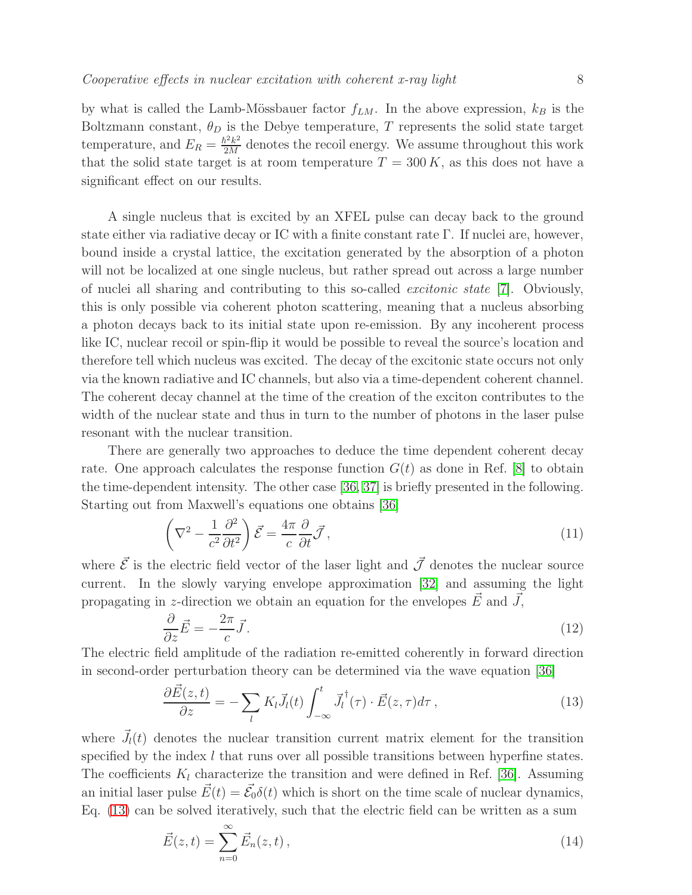by what is called the Lamb-Mössbauer factor $f_{LM}$. In the above expression, $k_B$ is the Boltzmann constant, $\theta_D$ is the Debye temperature, $T$ represents the solid state target temperature, and $E_R = \frac{\hbar^2 k^2}{2M}$ denotes the recoil energy. We assume throughout this work that the solid state target is at room temperature $T = 300\,K$, as this does not have a significant effect on our results.

A single nucleus that is excited by an XFEL pulse can decay back to the ground state either via radiative decay or IC with a finite constant rate $\Gamma$. If nuclei are, however, bound inside a crystal lattice, the excitation generated by the absorption of a photon will not be localized at one single nucleus, but rather spread out across a large number of nuclei all sharing and contributing to this so-called *excitonic state* [7]. Obviously, this is only possible via coherent photon scattering, meaning that a nucleus absorbing a photon decays back to its initial state upon re-emission. By any incoherent process like IC, nuclear recoil or spin-flip it would be possible to reveal the source's location and therefore tell which nucleus was excited. The decay of the excitonic state occurs not only via the known radiative and IC channels, but also via a time-dependent coherent channel. The coherent decay channel at the time of the creation of the exciton contributes to the width of the nuclear state and thus in turn to the number of photons in the laser pulse resonant with the nuclear transition.

There are generally two approaches to deduce the time dependent coherent decay rate. One approach calculates the response function $G(t)$ as done in Ref. [8] to obtain the time-dependent intensity. The other case [36, 37] is briefly presented in the following. Starting out from Maxwell's equations one obtains [36]

$$\left(\nabla^2 - \frac{1}{c^2}\frac{\partial^2}{\partial t^2}\right)\vec{\mathcal{E}} = \frac{4\pi}{c}\frac{\partial}{\partial t}\vec{\mathcal{J}}\,, \tag{11}$$

where $\vec{\mathcal{E}}$ is the electric field vector of the laser light and $\vec{\mathcal{J}}$ denotes the nuclear source current. In the slowly varying envelope approximation [32] and assuming the light propagating in $z$-direction we obtain an equation for the envelopes $\vec{E}$ and $\vec{J}$,

$$\frac{\partial}{\partial z}\vec{E} = -\frac{2\pi}{c}\vec{J}. \tag{12}$$

The electric field amplitude of the radiation re-emitted coherently in forward direction in second-order perturbation theory can be determined via the wave equation [36]

$$\frac{\partial \vec{E}(z,t)}{\partial z} = -\sum_l K_l \vec{J}_l(t)\int_{-\infty}^{t} \vec{J}_l^{\,\dagger}(\tau)\cdot\vec{E}(z,\tau)d\tau\,, \tag{13}$$

where $\vec{J}_l(t)$ denotes the nuclear transition current matrix element for the transition specified by the index $l$ that runs over all possible transitions between hyperfine states. The coefficients $K_l$ characterize the transition and were defined in Ref. [36]. Assuming an initial laser pulse $\vec{E}(t) = \vec{\mathcal{E}}_0\delta(t)$ which is short on the time scale of nuclear dynamics, Eq. (13) can be solved iteratively, such that the electric field can be written as a sum

$$\vec{E}(z,t) = \sum_{n=0}^{\infty}\vec{E}_n(z,t)\,, \tag{14}$$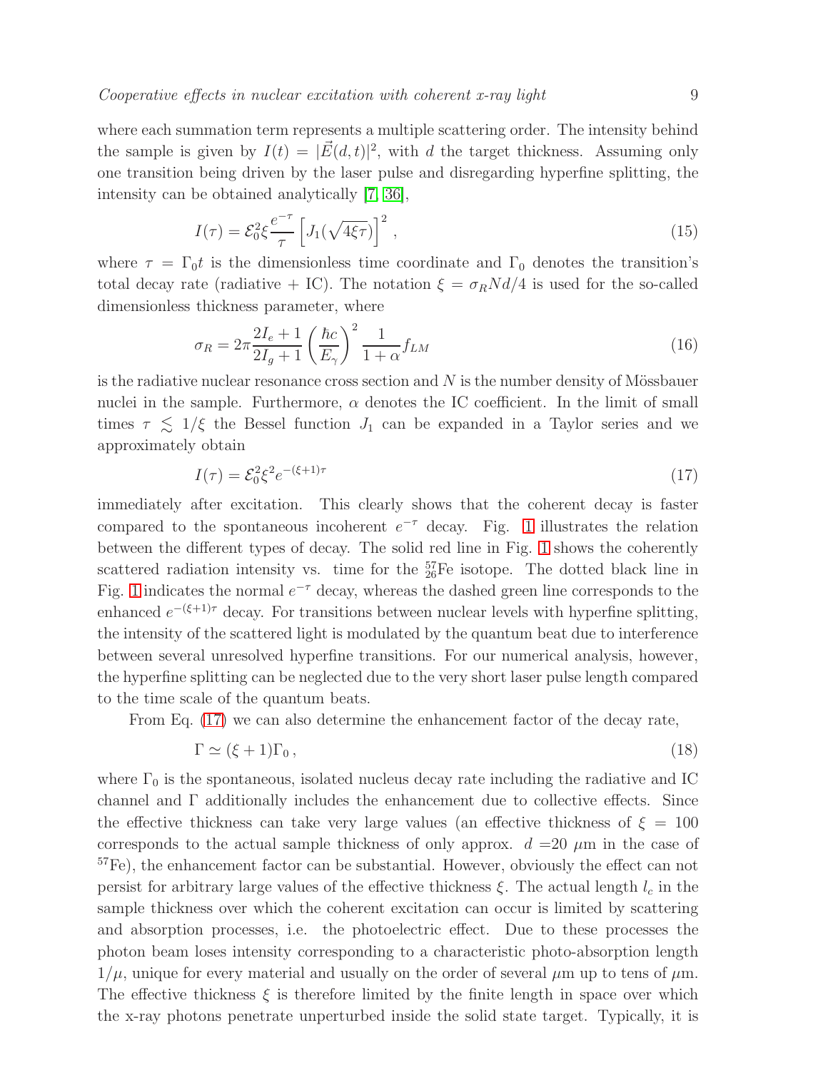where each summation term represents a multiple scattering order. The intensity behind the sample is given by $I(t) = |\vec{E}(d,t)|^2$, with $d$ the target thickness. Assuming only one transition being driven by the laser pulse and disregarding hyperfine splitting, the intensity can be obtained analytically [7, 36],

$$I(\tau) = \mathcal{E}_0^2 \xi \frac{e^{-\tau}}{\tau} \left[ J_1(\sqrt{4\xi\tau}) \right]^2 , \tag{15}$$

where $\tau = \Gamma_0 t$ is the dimensionless time coordinate and $\Gamma_0$ denotes the transition's total decay rate (radiative + IC). The notation $\xi = \sigma_R N d/4$ is used for the so-called dimensionless thickness parameter, where

$$\sigma_R = 2\pi \frac{2I_e + 1}{2I_g + 1} \left( \frac{\hbar c}{E_\gamma} \right)^2 \frac{1}{1+\alpha} f_{LM} \tag{16}$$

is the radiative nuclear resonance cross section and $N$ is the number density of Mössbauer nuclei in the sample. Furthermore, $\alpha$ denotes the IC coefficient. In the limit of small times $\tau \lesssim 1/\xi$ the Bessel function $J_1$ can be expanded in a Taylor series and we approximately obtain

$$I(\tau) = \mathcal{E}_0^2 \xi^2 e^{-(\xi+1)\tau} \tag{17}$$

immediately after excitation. This clearly shows that the coherent decay is faster compared to the spontaneous incoherent $e^{-\tau}$ decay. Fig. 1 illustrates the relation between the different types of decay. The solid red line in Fig. 1 shows the coherently scattered radiation intensity vs. time for the $^{57}_{26}$Fe isotope. The dotted black line in Fig. 1 indicates the normal $e^{-\tau}$ decay, whereas the dashed green line corresponds to the enhanced $e^{-(\xi+1)\tau}$ decay. For transitions between nuclear levels with hyperfine splitting, the intensity of the scattered light is modulated by the quantum beat due to interference between several unresolved hyperfine transitions. For our numerical analysis, however, the hyperfine splitting can be neglected due to the very short laser pulse length compared to the time scale of the quantum beats.

From Eq. (17) we can also determine the enhancement factor of the decay rate,

$$\Gamma \simeq (\xi + 1)\Gamma_0 , \tag{18}$$

where $\Gamma_0$ is the spontaneous, isolated nucleus decay rate including the radiative and IC channel and $\Gamma$ additionally includes the enhancement due to collective effects. Since the effective thickness can take very large values (an effective thickness of $\xi = 100$ corresponds to the actual sample thickness of only approx. $d = 20$ $\mu$m in the case of $^{57}$Fe), the enhancement factor can be substantial. However, obviously the effect can not persist for arbitrary large values of the effective thickness $\xi$. The actual length $l_c$ in the sample thickness over which the coherent excitation can occur is limited by scattering and absorption processes, i.e. the photoelectric effect. Due to these processes the photon beam loses intensity corresponding to a characteristic photo-absorption length $1/\mu$, unique for every material and usually on the order of several $\mu$m up to tens of $\mu$m. The effective thickness $\xi$ is therefore limited by the finite length in space over which the x-ray photons penetrate unperturbed inside the solid state target. Typically, it is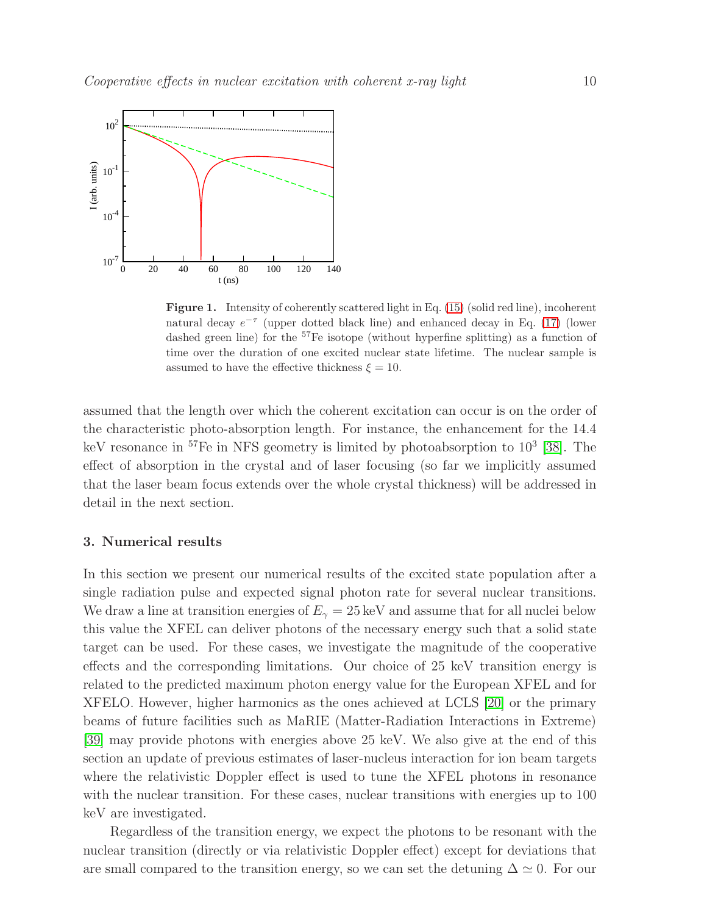**Figure 1.** Intensity of coherently scattered light in Eq. (15) (solid red line), incoherent natural decay $e^{-\tau}$ (upper dotted black line) and enhanced decay in Eq. (17) (lower dashed green line) for the $^{57}$Fe isotope (without hyperfine splitting) as a function of time over the duration of one excited nuclear state lifetime. The nuclear sample is assumed to have the effective thickness $\xi = 10$.

assumed that the length over which the coherent excitation can occur is on the order of the characteristic photo-absorption length. For instance, the enhancement for the 14.4 keV resonance in $^{57}$Fe in NFS geometry is limited by photoabsorption to $10^3$ [38]. The effect of absorption in the crystal and of laser focusing (so far we implicitly assumed that the laser beam focus extends over the whole crystal thickness) will be addressed in detail in the next section.

## 3. Numerical results

In this section we present our numerical results of the excited state population after a single radiation pulse and expected signal photon rate for several nuclear transitions. We draw a line at transition energies of $E_\gamma = 25\,\text{keV}$ and assume that for all nuclei below this value the XFEL can deliver photons of the necessary energy such that a solid state target can be used. For these cases, we investigate the magnitude of the cooperative effects and the corresponding limitations. Our choice of 25 keV transition energy is related to the predicted maximum photon energy value for the European XFEL and for XFELO. However, higher harmonics as the ones achieved at LCLS [20] or the primary beams of future facilities such as MaRIE (Matter-Radiation Interactions in Extreme) [39] may provide photons with energies above 25 keV. We also give at the end of this section an update of previous estimates of laser-nucleus interaction for ion beam targets where the relativistic Doppler effect is used to tune the XFEL photons in resonance with the nuclear transition. For these cases, nuclear transitions with energies up to 100 keV are investigated.

Regardless of the transition energy, we expect the photons to be resonant with the nuclear transition (directly or via relativistic Doppler effect) except for deviations that are small compared to the transition energy, so we can set the detuning $\Delta \simeq 0$. For our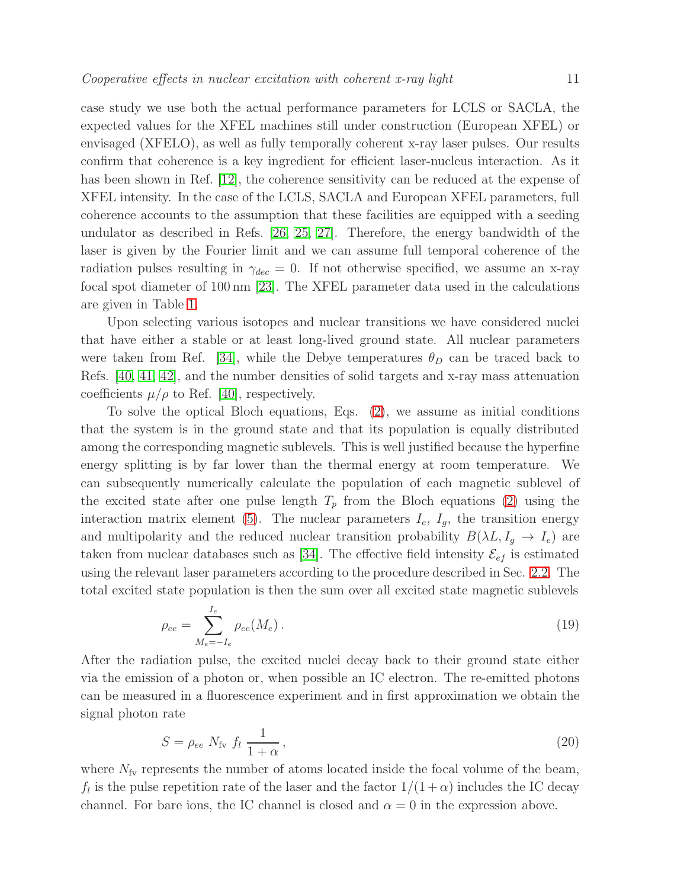case study we use both the actual performance parameters for LCLS or SACLA, the expected values for the XFEL machines still under construction (European XFEL) or envisaged (XFELO), as well as fully temporally coherent x-ray laser pulses. Our results confirm that coherence is a key ingredient for efficient laser-nucleus interaction. As it has been shown in Ref. [12], the coherence sensitivity can be reduced at the expense of XFEL intensity. In the case of the LCLS, SACLA and European XFEL parameters, full coherence accounts to the assumption that these facilities are equipped with a seeding undulator as described in Refs. [26, 25, 27]. Therefore, the energy bandwidth of the laser is given by the Fourier limit and we can assume full temporal coherence of the radiation pulses resulting in $\gamma_{dec} = 0$. If not otherwise specified, we assume an x-ray focal spot diameter of 100 nm [23]. The XFEL parameter data used in the calculations are given in Table 1.

Upon selecting various isotopes and nuclear transitions we have considered nuclei that have either a stable or at least long-lived ground state. All nuclear parameters were taken from Ref. [34], while the Debye temperatures $\theta_D$ can be traced back to Refs. [40, 41, 42], and the number densities of solid targets and x-ray mass attenuation coefficients $\mu/\rho$ to Ref. [40], respectively.

To solve the optical Bloch equations, Eqs. (2), we assume as initial conditions that the system is in the ground state and that its population is equally distributed among the corresponding magnetic sublevels. This is well justified because the hyperfine energy splitting is by far lower than the thermal energy at room temperature. We can subsequently numerically calculate the population of each magnetic sublevel of the excited state after one pulse length $T_p$ from the Bloch equations (2) using the interaction matrix element (5). The nuclear parameters $I_e$, $I_g$, the transition energy and multipolarity and the reduced nuclear transition probability $B(\lambda L, I_g \to I_e)$ are taken from nuclear databases such as [34]. The effective field intensity $\mathcal{E}_{ef}$ is estimated using the relevant laser parameters according to the procedure described in Sec. 2.2. The total excited state population is then the sum over all excited state magnetic sublevels

$$\rho_{ee} = \sum_{M_e=-I_e}^{I_e} \rho_{ee}(M_e)\,. \tag{19}$$

After the radiation pulse, the excited nuclei decay back to their ground state either via the emission of a photon or, when possible an IC electron. The re-emitted photons can be measured in a fluorescence experiment and in first approximation we obtain the signal photon rate

$$S = \rho_{ee}\; N_{\mathrm{fv}}\; f_l\; \frac{1}{1+\alpha}\,, \tag{20}$$

where $N_{\mathrm{fv}}$ represents the number of atoms located inside the focal volume of the beam, $f_l$ is the pulse repetition rate of the laser and the factor $1/(1+\alpha)$ includes the IC decay channel. For bare ions, the IC channel is closed and $\alpha = 0$ in the expression above.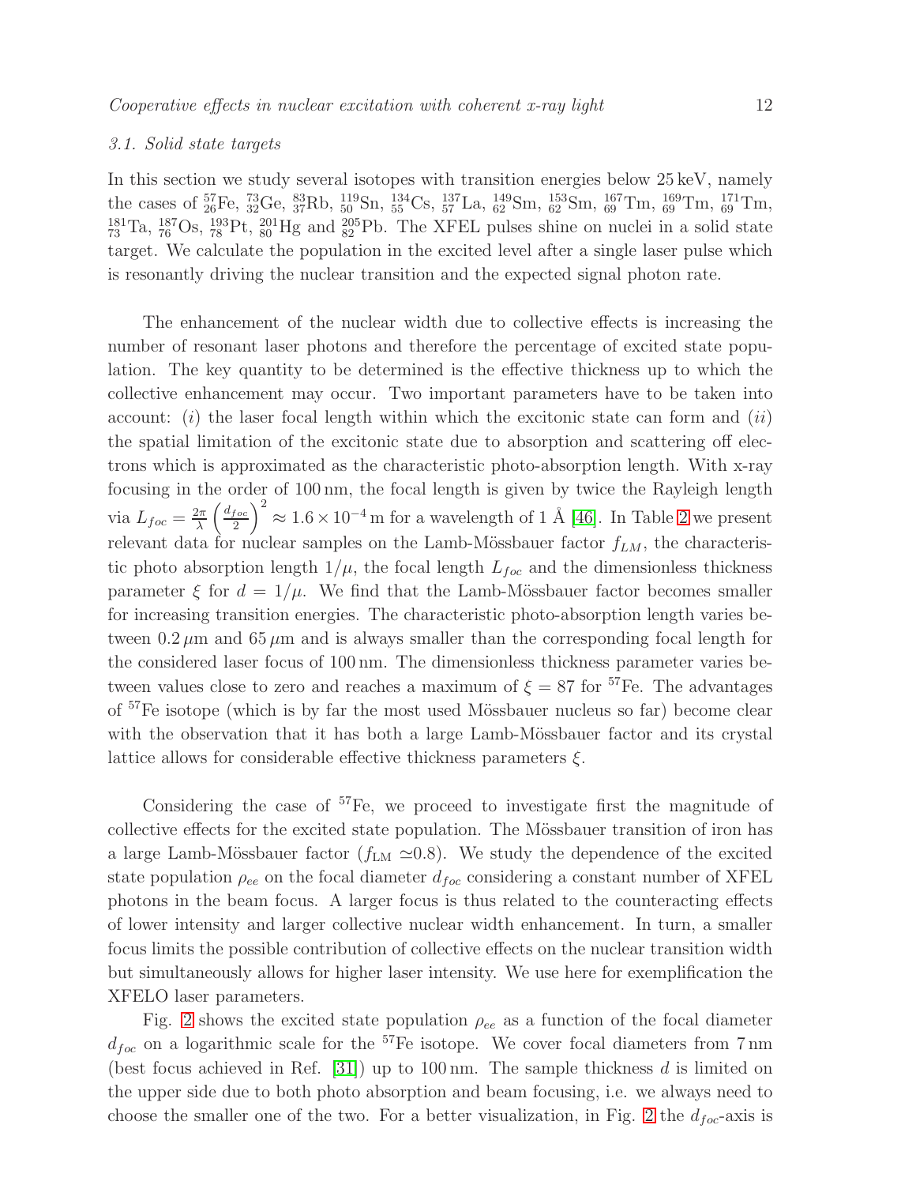### 3.1. Solid state targets

In this section we study several isotopes with transition energies below 25 keV, namely the cases of $^{57}_{26}$Fe, $^{73}_{32}$Ge, $^{83}_{37}$Rb, $^{119}_{50}$Sn, $^{134}_{55}$Cs, $^{137}_{57}$La, $^{149}_{62}$Sm, $^{153}_{62}$Sm, $^{167}_{69}$Tm, $^{169}_{69}$Tm, $^{171}_{69}$Tm, $^{181}_{73}$Ta, $^{187}_{76}$Os, $^{193}_{78}$Pt, $^{201}_{80}$Hg and $^{205}_{82}$Pb. The XFEL pulses shine on nuclei in a solid state target. We calculate the population in the excited level after a single laser pulse which is resonantly driving the nuclear transition and the expected signal photon rate.

The enhancement of the nuclear width due to collective effects is increasing the number of resonant laser photons and therefore the percentage of excited state population. The key quantity to be determined is the effective thickness up to which the collective enhancement may occur. Two important parameters have to be taken into account: (*i*) the laser focal length within which the excitonic state can form and (*ii*) the spatial limitation of the excitonic state due to absorption and scattering off electrons which is approximated as the characteristic photo-absorption length. With x-ray focusing in the order of 100 nm, the focal length is given by twice the Rayleigh length via $L_{foc} = \frac{2\pi}{\lambda}\left(\frac{d_{foc}}{2}\right)^2 \approx 1.6 \times 10^{-4}$ m for a wavelength of 1 Å [46]. In Table 2 we present relevant data for nuclear samples on the Lamb-Mössbauer factor $f_{LM}$, the characteristic photo absorption length $1/\mu$, the focal length $L_{foc}$ and the dimensionless thickness parameter $\xi$ for $d = 1/\mu$. We find that the Lamb-Mössbauer factor becomes smaller for increasing transition energies. The characteristic photo-absorption length varies between $0.2\,\mu$m and $65\,\mu$m and is always smaller than the corresponding focal length for the considered laser focus of 100 nm. The dimensionless thickness parameter varies between values close to zero and reaches a maximum of $\xi = 87$ for $^{57}$Fe. The advantages of $^{57}$Fe isotope (which is by far the most used Mössbauer nucleus so far) become clear with the observation that it has both a large Lamb-Mössbauer factor and its crystal lattice allows for considerable effective thickness parameters $\xi$.

Considering the case of $^{57}$Fe, we proceed to investigate first the magnitude of collective effects for the excited state population. The Mössbauer transition of iron has a large Lamb-Mössbauer factor ($f_{\rm LM} \simeq 0.8$). We study the dependence of the excited state population $\rho_{ee}$ on the focal diameter $d_{foc}$ considering a constant number of XFEL photons in the beam focus. A larger focus is thus related to the counteracting effects of lower intensity and larger collective nuclear width enhancement. In turn, a smaller focus limits the possible contribution of collective effects on the nuclear transition width but simultaneously allows for higher laser intensity. We use here for exemplification the XFELO laser parameters.

Fig. 2 shows the excited state population $\rho_{ee}$ as a function of the focal diameter $d_{foc}$ on a logarithmic scale for the $^{57}$Fe isotope. We cover focal diameters from 7 nm (best focus achieved in Ref. [31]) up to 100 nm. The sample thickness $d$ is limited on the upper side due to both photo absorption and beam focusing, i.e. we always need to choose the smaller one of the two. For a better visualization, in Fig. 2 the $d_{foc}$-axis is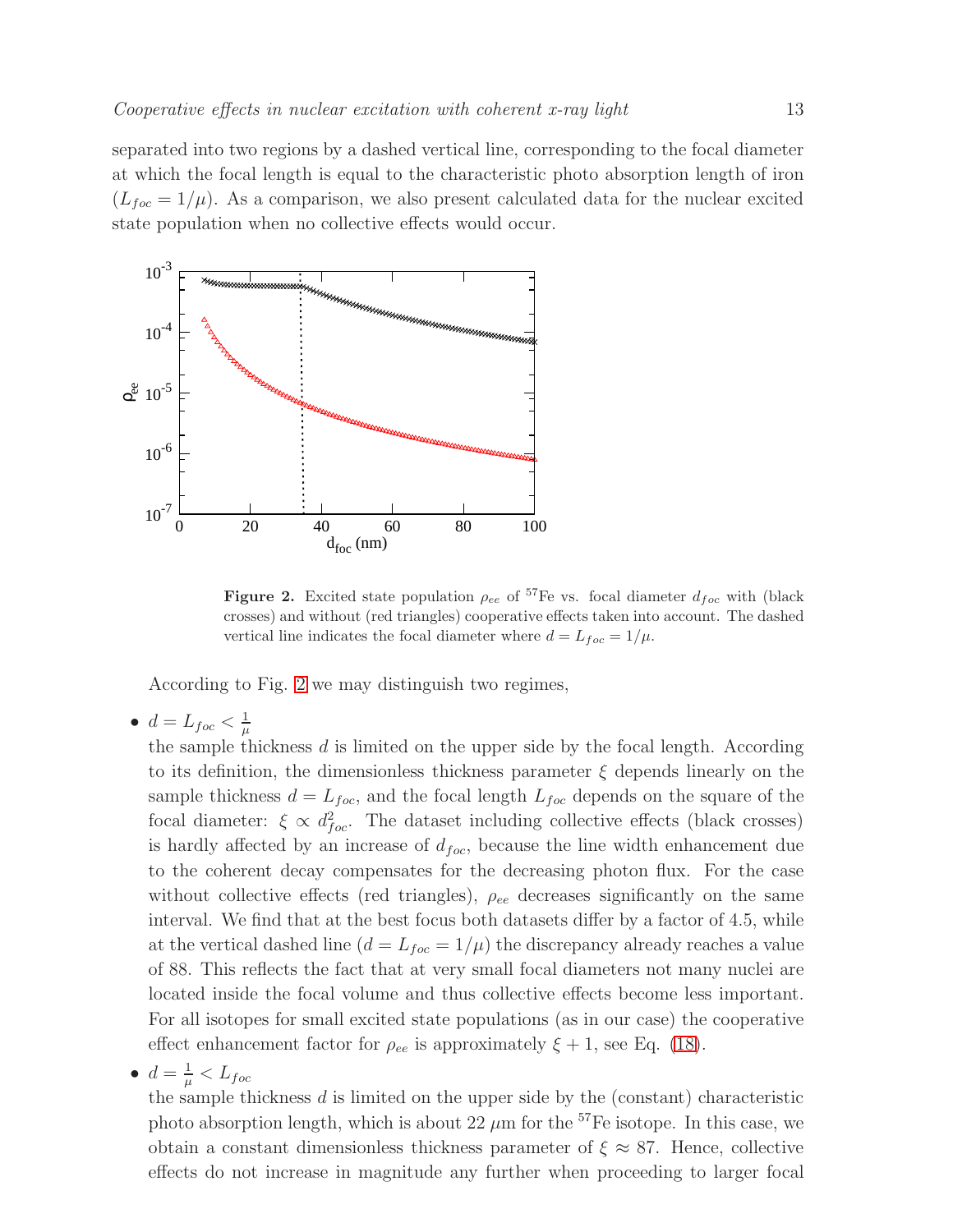separated into two regions by a dashed vertical line, corresponding to the focal diameter at which the focal length is equal to the characteristic photo absorption length of iron ($L_{foc} = 1/\mu$). As a comparison, we also present calculated data for the nuclear excited state population when no collective effects would occur.

**Figure 2.** Excited state population $\rho_{ee}$ of $^{57}$Fe vs. focal diameter $d_{foc}$ with (black crosses) and without (red triangles) cooperative effects taken into account. The dashed vertical line indicates the focal diameter where $d = L_{foc} = 1/\mu$.

According to Fig. 2 we may distinguish two regimes,

- $d = L_{foc} < \frac{1}{\mu}$
  the sample thickness $d$ is limited on the upper side by the focal length. According to its definition, the dimensionless thickness parameter $\xi$ depends linearly on the sample thickness $d = L_{foc}$, and the focal length $L_{foc}$ depends on the square of the focal diameter: $\xi \propto d_{foc}^2$. The dataset including collective effects (black crosses) is hardly affected by an increase of $d_{foc}$, because the line width enhancement due to the coherent decay compensates for the decreasing photon flux. For the case without collective effects (red triangles), $\rho_{ee}$ decreases significantly on the same interval. We find that at the best focus both datasets differ by a factor of 4.5, while at the vertical dashed line ($d = L_{foc} = 1/\mu$) the discrepancy already reaches a value of 88. This reflects the fact that at very small focal diameters not many nuclei are located inside the focal volume and thus collective effects become less important. For all isotopes for small excited state populations (as in our case) the cooperative effect enhancement factor for $\rho_{ee}$ is approximately $\xi + 1$, see Eq. (18).

- $d = \frac{1}{\mu} < L_{foc}$
  the sample thickness $d$ is limited on the upper side by the (constant) characteristic photo absorption length, which is about 22 $\mu$m for the $^{57}$Fe isotope. In this case, we obtain a constant dimensionless thickness parameter of $\xi \approx 87$. Hence, collective effects do not increase in magnitude any further when proceeding to larger focal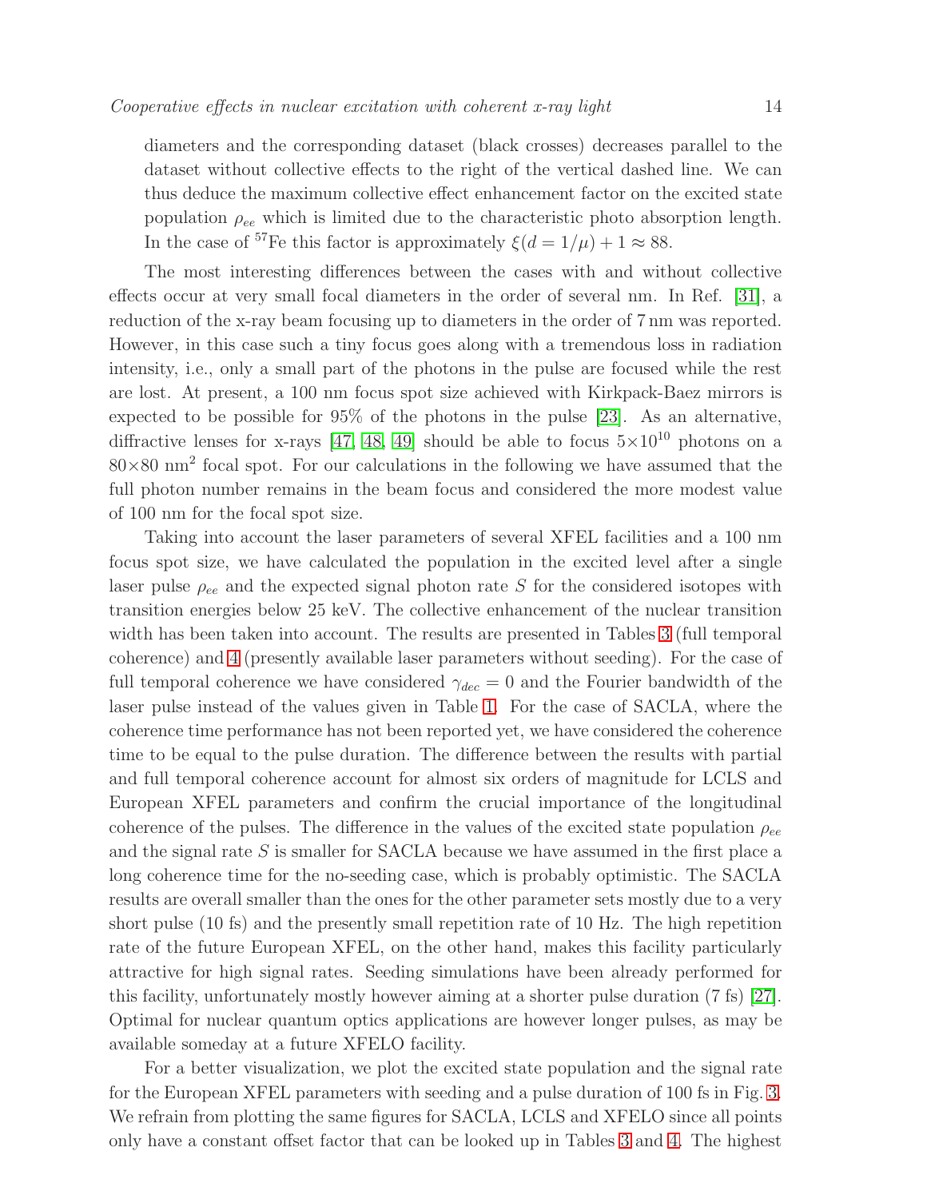diameters and the corresponding dataset (black crosses) decreases parallel to the dataset without collective effects to the right of the vertical dashed line. We can thus deduce the maximum collective effect enhancement factor on the excited state population $\rho_{ee}$ which is limited due to the characteristic photo absorption length. In the case of $^{57}$Fe this factor is approximately $\xi(d = 1/\mu) + 1 \approx 88$.

The most interesting differences between the cases with and without collective effects occur at very small focal diameters in the order of several nm. In Ref. [31], a reduction of the x-ray beam focusing up to diameters in the order of 7 nm was reported. However, in this case such a tiny focus goes along with a tremendous loss in radiation intensity, i.e., only a small part of the photons in the pulse are focused while the rest are lost. At present, a 100 nm focus spot size achieved with Kirkpack-Baez mirrors is expected to be possible for 95% of the photons in the pulse [23]. As an alternative, diffractive lenses for x-rays [47, 48, 49] should be able to focus $5\times10^{10}$ photons on a $80\times80$ nm$^2$ focal spot. For our calculations in the following we have assumed that the full photon number remains in the beam focus and considered the more modest value of 100 nm for the focal spot size.

Taking into account the laser parameters of several XFEL facilities and a 100 nm focus spot size, we have calculated the population in the excited level after a single laser pulse $\rho_{ee}$ and the expected signal photon rate $S$ for the considered isotopes with transition energies below 25 keV. The collective enhancement of the nuclear transition width has been taken into account. The results are presented in Tables 3 (full temporal coherence) and 4 (presently available laser parameters without seeding). For the case of full temporal coherence we have considered $\gamma_{dec} = 0$ and the Fourier bandwidth of the laser pulse instead of the values given in Table 1. For the case of SACLA, where the coherence time performance has not been reported yet, we have considered the coherence time to be equal to the pulse duration. The difference between the results with partial and full temporal coherence account for almost six orders of magnitude for LCLS and European XFEL parameters and confirm the crucial importance of the longitudinal coherence of the pulses. The difference in the values of the excited state population $\rho_{ee}$ and the signal rate $S$ is smaller for SACLA because we have assumed in the first place a long coherence time for the no-seeding case, which is probably optimistic. The SACLA results are overall smaller than the ones for the other parameter sets mostly due to a very short pulse (10 fs) and the presently small repetition rate of 10 Hz. The high repetition rate of the future European XFEL, on the other hand, makes this facility particularly attractive for high signal rates. Seeding simulations have been already performed for this facility, unfortunately mostly however aiming at a shorter pulse duration (7 fs) [27]. Optimal for nuclear quantum optics applications are however longer pulses, as may be available someday at a future XFELO facility.

For a better visualization, we plot the excited state population and the signal rate for the European XFEL parameters with seeding and a pulse duration of 100 fs in Fig. 3. We refrain from plotting the same figures for SACLA, LCLS and XFELO since all points only have a constant offset factor that can be looked up in Tables 3 and 4. The highest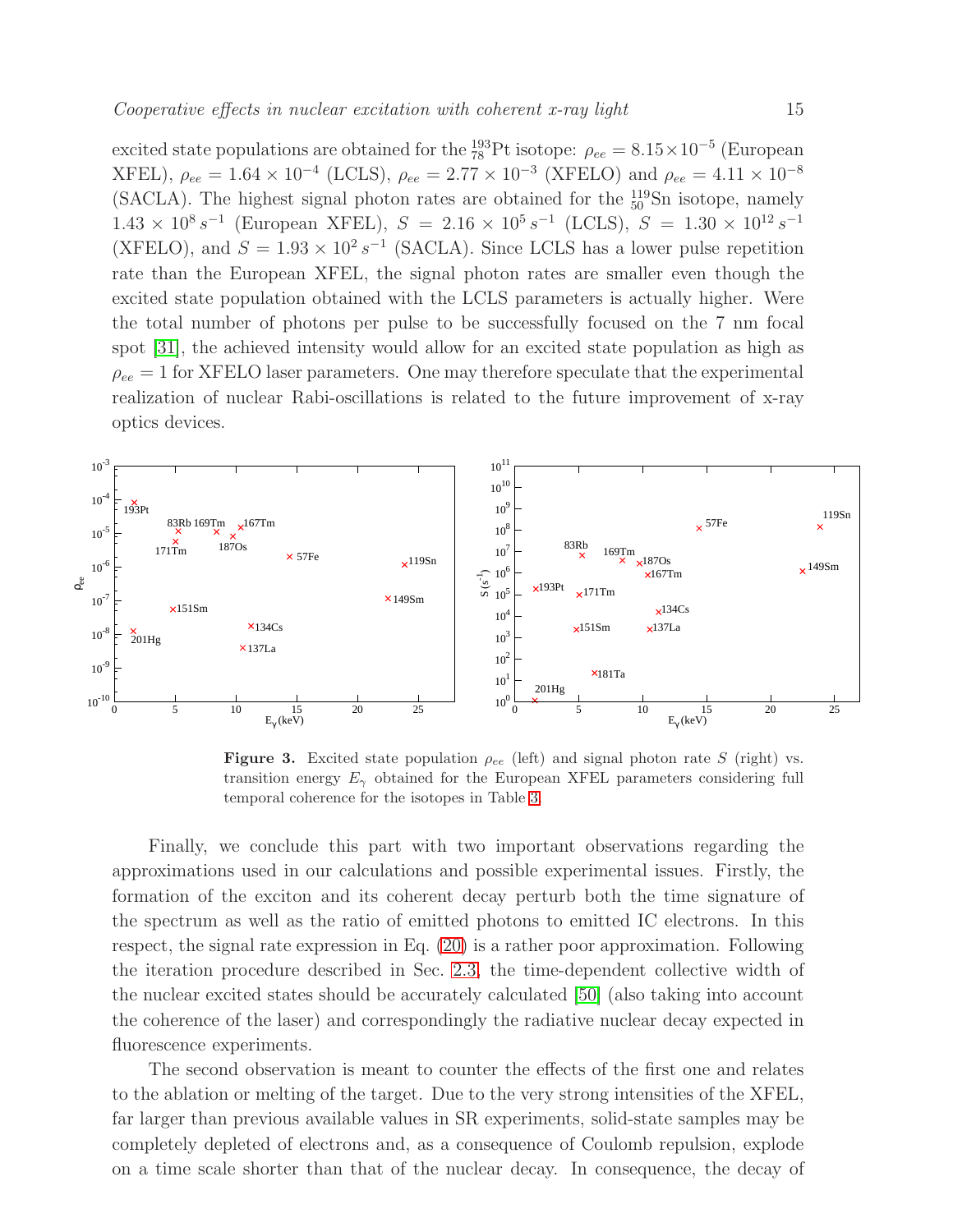excited state populations are obtained for the $^{193}_{78}$Pt isotope: $\rho_{ee} = 8.15\times10^{-5}$ (European XFEL), $\rho_{ee} = 1.64 \times 10^{-4}$ (LCLS), $\rho_{ee} = 2.77 \times 10^{-3}$ (XFELO) and $\rho_{ee} = 4.11 \times 10^{-8}$ (SACLA). The highest signal photon rates are obtained for the $^{119}_{50}$Sn isotope, namely $1.43 \times 10^{8}\,s^{-1}$ (European XFEL), $S = 2.16 \times 10^{5}\,s^{-1}$ (LCLS), $S = 1.30 \times 10^{12}\,s^{-1}$ (XFELO), and $S = 1.93 \times 10^{2}\,s^{-1}$ (SACLA). Since LCLS has a lower pulse repetition rate than the European XFEL, the signal photon rates are smaller even though the excited state population obtained with the LCLS parameters is actually higher. Were the total number of photons per pulse to be successfully focused on the 7 nm focal spot [31], the achieved intensity would allow for an excited state population as high as $\rho_{ee} = 1$ for XFELO laser parameters. One may therefore speculate that the experimental realization of nuclear Rabi-oscillations is related to the future improvement of x-ray optics devices.

**Figure 3.** Excited state population $\rho_{ee}$ (left) and signal photon rate $S$ (right) vs. transition energy $E_\gamma$ obtained for the European XFEL parameters considering full temporal coherence for the isotopes in Table 3.

Finally, we conclude this part with two important observations regarding the approximations used in our calculations and possible experimental issues. Firstly, the formation of the exciton and its coherent decay perturb both the time signature of the spectrum as well as the ratio of emitted photons to emitted IC electrons. In this respect, the signal rate expression in Eq. (20) is a rather poor approximation. Following the iteration procedure described in Sec. 2.3, the time-dependent collective width of the nuclear excited states should be accurately calculated [50] (also taking into account the coherence of the laser) and correspondingly the radiative nuclear decay expected in fluorescence experiments.

The second observation is meant to counter the effects of the first one and relates to the ablation or melting of the target. Due to the very strong intensities of the XFEL, far larger than previous available values in SR experiments, solid-state samples may be completely depleted of electrons and, as a consequence of Coulomb repulsion, explode on a time scale shorter than that of the nuclear decay. In consequence, the decay of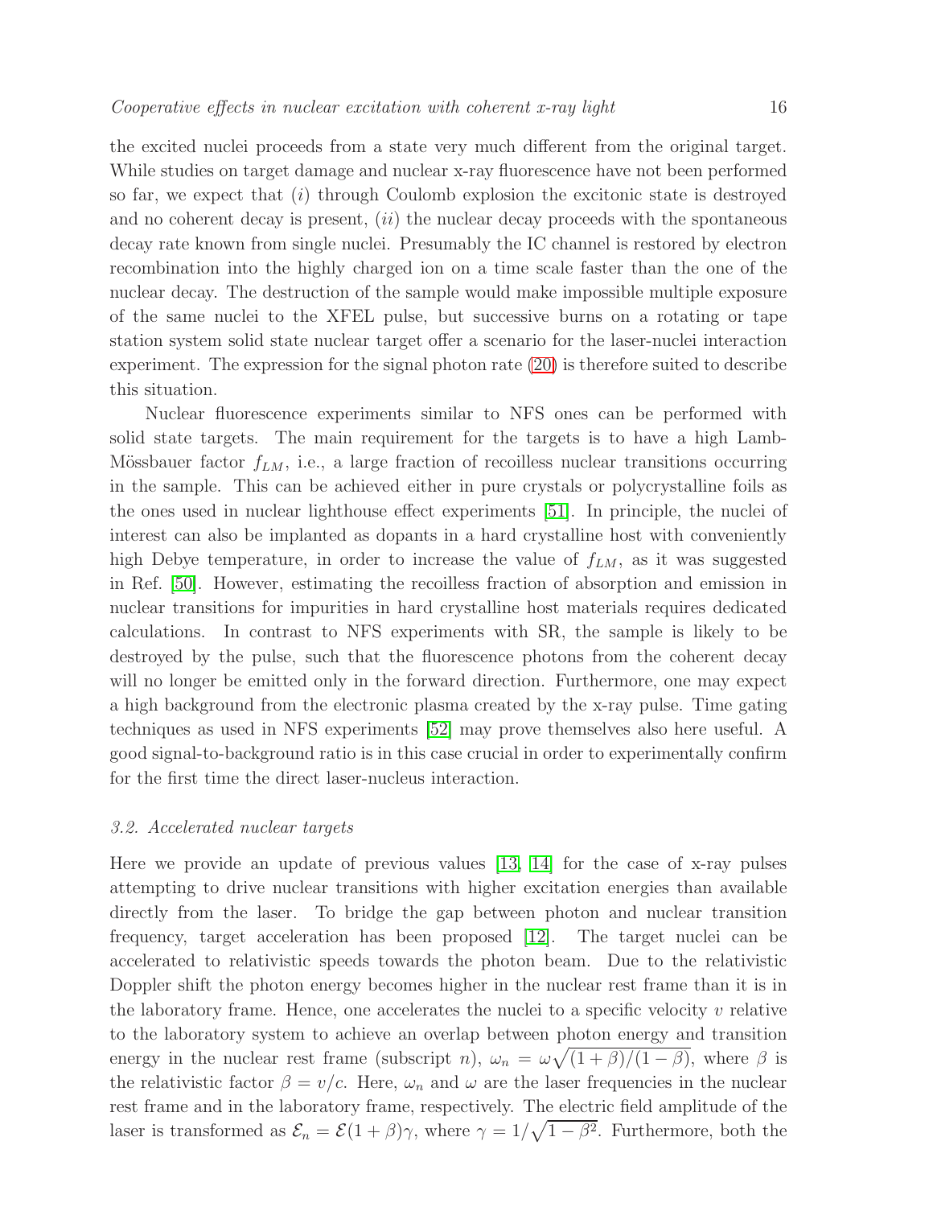the excited nuclei proceeds from a state very much different from the original target. While studies on target damage and nuclear x-ray fluorescence have not been performed so far, we expect that (*i*) through Coulomb explosion the excitonic state is destroyed and no coherent decay is present, (*ii*) the nuclear decay proceeds with the spontaneous decay rate known from single nuclei. Presumably the IC channel is restored by electron recombination into the highly charged ion on a time scale faster than the one of the nuclear decay. The destruction of the sample would make impossible multiple exposure of the same nuclei to the XFEL pulse, but successive burns on a rotating or tape station system solid state nuclear target offer a scenario for the laser-nuclei interaction experiment. The expression for the signal photon rate (20) is therefore suited to describe this situation.

Nuclear fluorescence experiments similar to NFS ones can be performed with solid state targets. The main requirement for the targets is to have a high Lamb-Mössbauer factor $f_{LM}$, i.e., a large fraction of recoilless nuclear transitions occurring in the sample. This can be achieved either in pure crystals or polycrystalline foils as the ones used in nuclear lighthouse effect experiments [51]. In principle, the nuclei of interest can also be implanted as dopants in a hard crystalline host with conveniently high Debye temperature, in order to increase the value of $f_{LM}$, as it was suggested in Ref. [50]. However, estimating the recoilless fraction of absorption and emission in nuclear transitions for impurities in hard crystalline host materials requires dedicated calculations. In contrast to NFS experiments with SR, the sample is likely to be destroyed by the pulse, such that the fluorescence photons from the coherent decay will no longer be emitted only in the forward direction. Furthermore, one may expect a high background from the electronic plasma created by the x-ray pulse. Time gating techniques as used in NFS experiments [52] may prove themselves also here useful. A good signal-to-background ratio is in this case crucial in order to experimentally confirm for the first time the direct laser-nucleus interaction.

### *3.2. Accelerated nuclear targets*

Here we provide an update of previous values [13, 14] for the case of x-ray pulses attempting to drive nuclear transitions with higher excitation energies than available directly from the laser. To bridge the gap between photon and nuclear transition frequency, target acceleration has been proposed [12]. The target nuclei can be accelerated to relativistic speeds towards the photon beam. Due to the relativistic Doppler shift the photon energy becomes higher in the nuclear rest frame than it is in the laboratory frame. Hence, one accelerates the nuclei to a specific velocity $v$ relative to the laboratory system to achieve an overlap between photon energy and transition energy in the nuclear rest frame (subscript $n$), $\omega_n = \omega\sqrt{(1+\beta)/(1-\beta)}$, where $\beta$ is the relativistic factor $\beta = v/c$. Here, $\omega_n$ and $\omega$ are the laser frequencies in the nuclear rest frame and in the laboratory frame, respectively. The electric field amplitude of the laser is transformed as $\mathcal{E}_n = \mathcal{E}(1+\beta)\gamma$, where $\gamma = 1/\sqrt{1-\beta^2}$. Furthermore, both the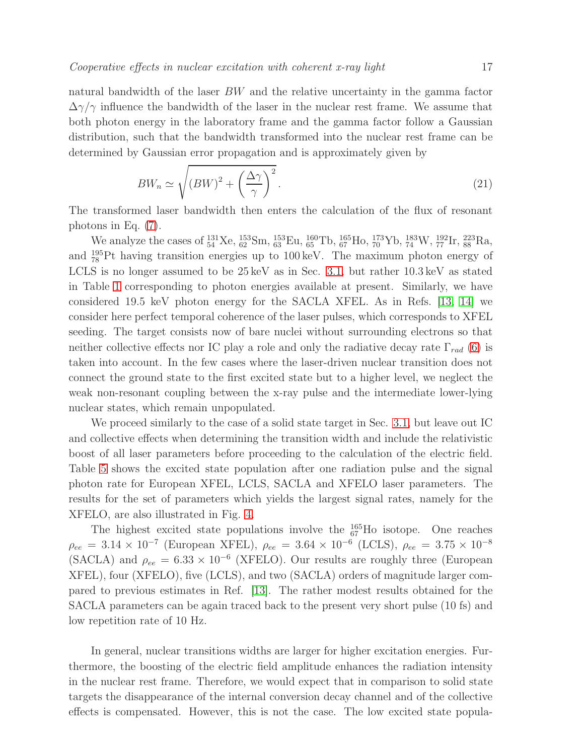natural bandwidth of the laser $BW$ and the relative uncertainty in the gamma factor $\Delta\gamma/\gamma$ influence the bandwidth of the laser in the nuclear rest frame. We assume that both photon energy in the laboratory frame and the gamma factor follow a Gaussian distribution, such that the bandwidth transformed into the nuclear rest frame can be determined by Gaussian error propagation and is approximately given by

$$BW_n \simeq \sqrt{(BW)^2 + \left(\frac{\Delta\gamma}{\gamma}\right)^2}. \tag{21}$$

The transformed laser bandwidth then enters the calculation of the flux of resonant photons in Eq. (7).

We analyze the cases of ${}^{131}_{54}\mathrm{Xe}$, ${}^{153}_{62}\mathrm{Sm}$, ${}^{153}_{63}\mathrm{Eu}$, ${}^{160}_{65}\mathrm{Tb}$, ${}^{165}_{67}\mathrm{Ho}$, ${}^{173}_{70}\mathrm{Yb}$, ${}^{183}_{74}\mathrm{W}$, ${}^{192}_{77}\mathrm{Ir}$, ${}^{223}_{88}\mathrm{Ra}$, and ${}^{195}_{78}\mathrm{Pt}$ having transition energies up to 100 keV. The maximum photon energy of LCLS is no longer assumed to be 25 keV as in Sec. 3.1 but rather 10.3 keV as stated in Table 1 corresponding to photon energies available at present. Similarly, we have considered 19.5 keV photon energy for the SACLA XFEL. As in Refs. [13, 14] we consider here perfect temporal coherence of the laser pulses, which corresponds to XFEL seeding. The target consists now of bare nuclei without surrounding electrons so that neither collective effects nor IC play a role and only the radiative decay rate $\Gamma_{rad}$ (6) is taken into account. In the few cases where the laser-driven nuclear transition does not connect the ground state to the first excited state but to a higher level, we neglect the weak non-resonant coupling between the x-ray pulse and the intermediate lower-lying nuclear states, which remain unpopulated.

We proceed similarly to the case of a solid state target in Sec. 3.1, but leave out IC and collective effects when determining the transition width and include the relativistic boost of all laser parameters before proceeding to the calculation of the electric field. Table 5 shows the excited state population after one radiation pulse and the signal photon rate for European XFEL, LCLS, SACLA and XFELO laser parameters. The results for the set of parameters which yields the largest signal rates, namely for the XFELO, are also illustrated in Fig. 4.

The highest excited state populations involve the ${}^{165}_{67}\mathrm{Ho}$ isotope. One reaches $\rho_{ee} = 3.14 \times 10^{-7}$ (European XFEL), $\rho_{ee} = 3.64 \times 10^{-6}$ (LCLS), $\rho_{ee} = 3.75 \times 10^{-8}$ (SACLA) and $\rho_{ee} = 6.33 \times 10^{-6}$ (XFELO). Our results are roughly three (European XFEL), four (XFELO), five (LCLS), and two (SACLA) orders of magnitude larger compared to previous estimates in Ref. [13]. The rather modest results obtained for the SACLA parameters can be again traced back to the present very short pulse (10 fs) and low repetition rate of 10 Hz.

In general, nuclear transitions widths are larger for higher excitation energies. Furthermore, the boosting of the electric field amplitude enhances the radiation intensity in the nuclear rest frame. Therefore, we would expect that in comparison to solid state targets the disappearance of the internal conversion decay channel and of the collective effects is compensated. However, this is not the case. The low excited state popula-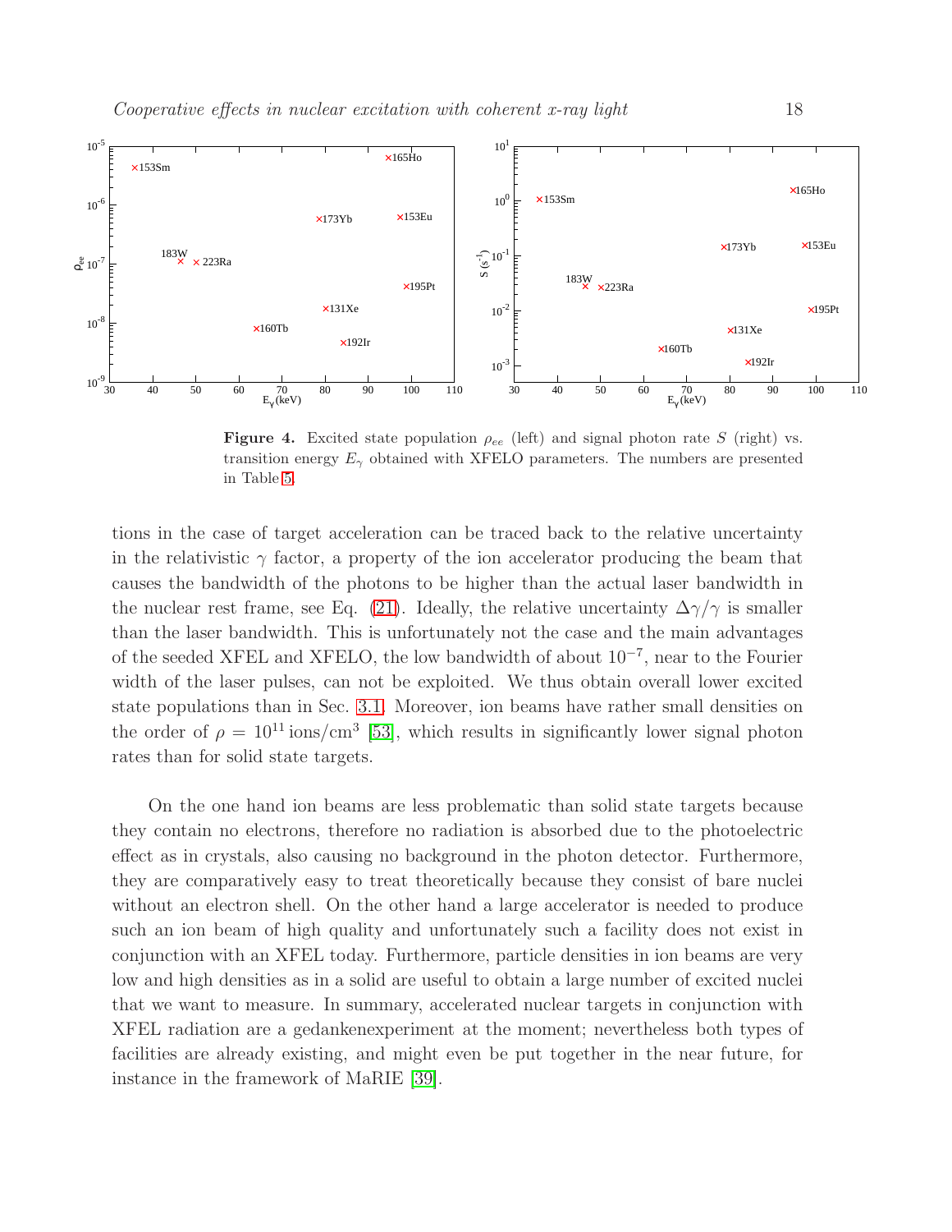**Figure 4.** Excited state population $\rho_{ee}$ (left) and signal photon rate $S$ (right) vs. transition energy $E_\gamma$ obtained with XFELO parameters. The numbers are presented in Table 5.

tions in the case of target acceleration can be traced back to the relative uncertainty in the relativistic $\gamma$ factor, a property of the ion accelerator producing the beam that causes the bandwidth of the photons to be higher than the actual laser bandwidth in the nuclear rest frame, see Eq. (21). Ideally, the relative uncertainty $\Delta\gamma/\gamma$ is smaller than the laser bandwidth. This is unfortunately not the case and the main advantages of the seeded XFEL and XFELO, the low bandwidth of about $10^{-7}$, near to the Fourier width of the laser pulses, can not be exploited. We thus obtain overall lower excited state populations than in Sec. 3.1. Moreover, ion beams have rather small densities on the order of $\rho = 10^{11}\,\text{ions/cm}^3$ [53], which results in significantly lower signal photon rates than for solid state targets.

On the one hand ion beams are less problematic than solid state targets because they contain no electrons, therefore no radiation is absorbed due to the photoelectric effect as in crystals, also causing no background in the photon detector. Furthermore, they are comparatively easy to treat theoretically because they consist of bare nuclei without an electron shell. On the other hand a large accelerator is needed to produce such an ion beam of high quality and unfortunately such a facility does not exist in conjunction with an XFEL today. Furthermore, particle densities in ion beams are very low and high densities as in a solid are useful to obtain a large number of excited nuclei that we want to measure. In summary, accelerated nuclear targets in conjunction with XFEL radiation are a gedankenexperiment at the moment; nevertheless both types of facilities are already existing, and might even be put together in the near future, for instance in the framework of MaRIE [39].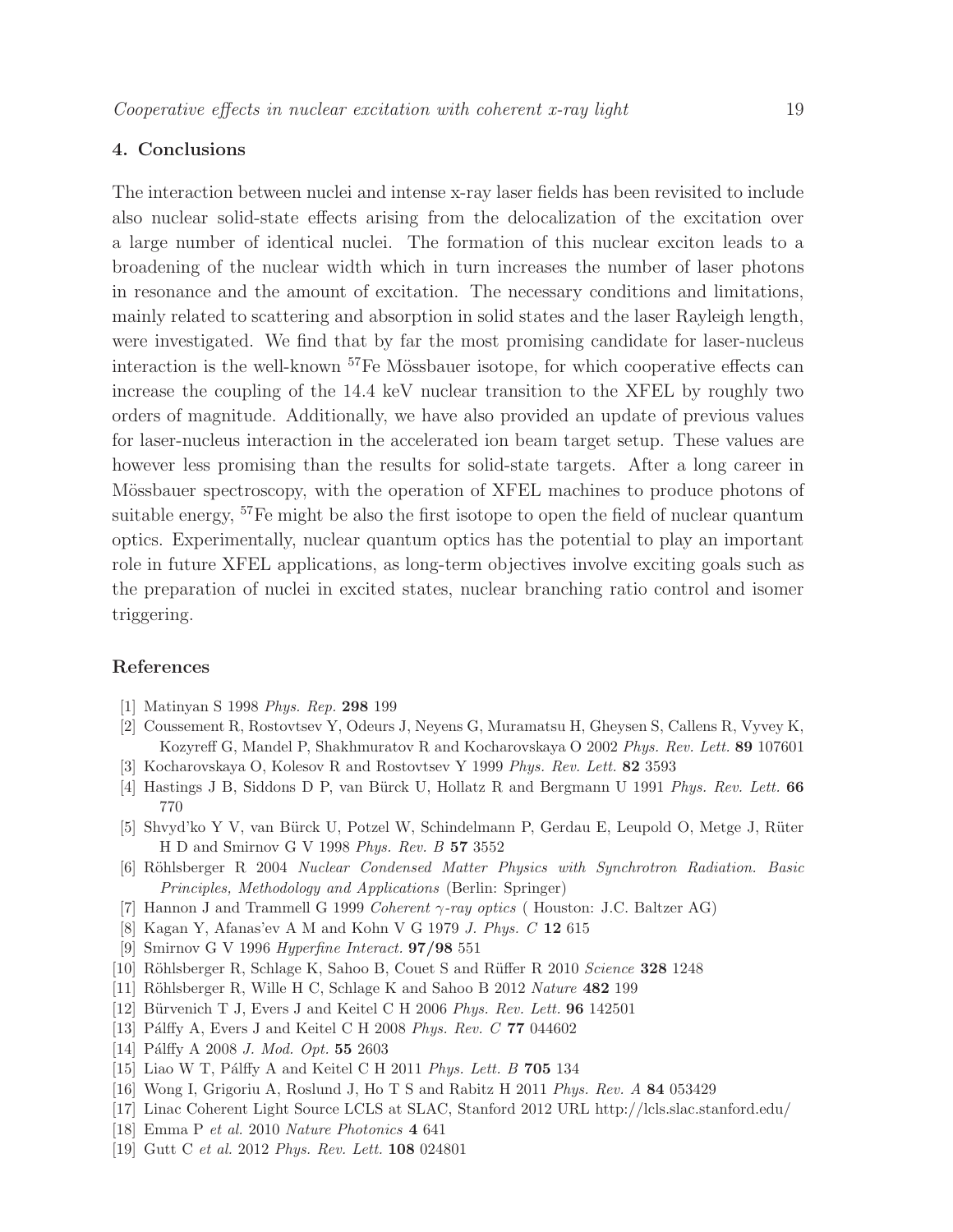## 4. Conclusions

The interaction between nuclei and intense x-ray laser fields has been revisited to include also nuclear solid-state effects arising from the delocalization of the excitation over a large number of identical nuclei. The formation of this nuclear exciton leads to a broadening of the nuclear width which in turn increases the number of laser photons in resonance and the amount of excitation. The necessary conditions and limitations, mainly related to scattering and absorption in solid states and the laser Rayleigh length, were investigated. We find that by far the most promising candidate for laser-nucleus interaction is the well-known $^{57}$Fe Mössbauer isotope, for which cooperative effects can increase the coupling of the 14.4 keV nuclear transition to the XFEL by roughly two orders of magnitude. Additionally, we have also provided an update of previous values for laser-nucleus interaction in the accelerated ion beam target setup. These values are however less promising than the results for solid-state targets. After a long career in Mössbauer spectroscopy, with the operation of XFEL machines to produce photons of suitable energy, $^{57}$Fe might be also the first isotope to open the field of nuclear quantum optics. Experimentally, nuclear quantum optics has the potential to play an important role in future XFEL applications, as long-term objectives involve exciting goals such as the preparation of nuclei in excited states, nuclear branching ratio control and isomer triggering.

## References

[1] Matinyan S 1998 *Phys. Rep.* **298** 199

[2] Coussement R, Rostovtsev Y, Odeurs J, Neyens G, Muramatsu H, Gheysen S, Callens R, Vyvey K, Kozyreff G, Mandel P, Shakhmuratov R and Kocharovskaya O 2002 *Phys. Rev. Lett.* **89** 107601

[3] Kocharovskaya O, Kolesov R and Rostovtsev Y 1999 *Phys. Rev. Lett.* **82** 3593

[4] Hastings J B, Siddons D P, van Bürck U, Hollatz R and Bergmann U 1991 *Phys. Rev. Lett.* **66** 770

[5] Shvyd'ko Y V, van Bürck U, Potzel W, Schindelmann P, Gerdau E, Leupold O, Metge J, Rüter H D and Smirnov G V 1998 *Phys. Rev. B* **57** 3552

[6] Röhlsberger R 2004 *Nuclear Condensed Matter Physics with Synchrotron Radiation. Basic Principles, Methodology and Applications* (Berlin: Springer)

[7] Hannon J and Trammell G 1999 *Coherent $\gamma$-ray optics* ( Houston: J.C. Baltzer AG)

[8] Kagan Y, Afanas'ev A M and Kohn V G 1979 *J. Phys. C* **12** 615

[9] Smirnov G V 1996 *Hyperfine Interact.* **97/98** 551

[10] Röhlsberger R, Schlage K, Sahoo B, Couet S and Rüffer R 2010 *Science* **328** 1248

[11] Röhlsberger R, Wille H C, Schlage K and Sahoo B 2012 *Nature* **482** 199

[12] Bürvenich T J, Evers J and Keitel C H 2006 *Phys. Rev. Lett.* **96** 142501

[13] Pálffy A, Evers J and Keitel C H 2008 *Phys. Rev. C* **77** 044602

[14] Pálffy A 2008 *J. Mod. Opt.* **55** 2603

[15] Liao W T, Pálffy A and Keitel C H 2011 *Phys. Lett. B* **705** 134

[16] Wong I, Grigoriu A, Roslund J, Ho T S and Rabitz H 2011 *Phys. Rev. A* **84** 053429

[17] Linac Coherent Light Source LCLS at SLAC, Stanford 2012 URL http://lcls.slac.stanford.edu/

[18] Emma P *et al.* 2010 *Nature Photonics* **4** 641

[19] Gutt C *et al.* 2012 *Phys. Rev. Lett.* **108** 024801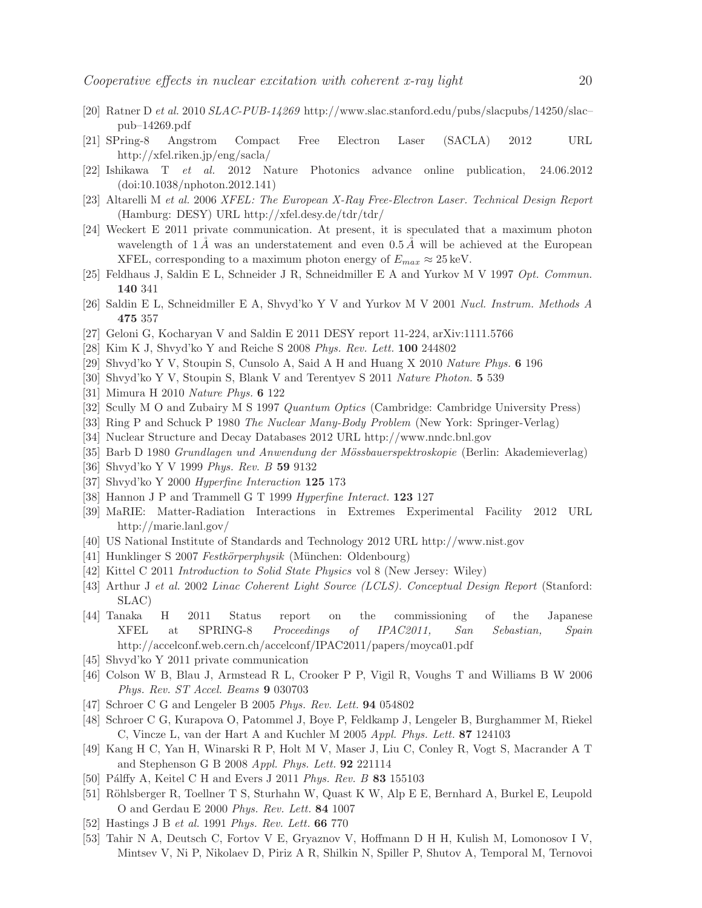[20] Ratner D *et al.* 2010 *SLAC-PUB-14269* http://www.slac.stanford.edu/pubs/slacpubs/14250/slac–pub–14269.pdf

[21] SPring-8 Angstrom Compact Free Electron Laser (SACLA) 2012 URL http://xfel.riken.jp/eng/sacla/

[22] Ishikawa T *et al.* 2012 Nature Photonics advance online publication, 24.06.2012 (doi:10.1038/nphoton.2012.141)

[23] Altarelli M *et al.* 2006 *XFEL: The European X-Ray Free-Electron Laser. Technical Design Report* (Hamburg: DESY) URL http://xfel.desy.de/tdr/tdr/

[24] Weckert E 2011 private communication. At present, it is speculated that a maximum photon wavelength of $1\,\mathring{A}$ was an understatement and even $0.5\,\mathring{A}$ will be achieved at the European XFEL, corresponding to a maximum photon energy of $E_{max} \approx 25\,\mathrm{keV}$.

[25] Feldhaus J, Saldin E L, Schneider J R, Schneidmiller E A and Yurkov M V 1997 *Opt. Commun.* **140** 341

[26] Saldin E L, Schneidmiller E A, Shvyd'ko Y V and Yurkov M V 2001 *Nucl. Instrum. Methods A* **475** 357

[27] Geloni G, Kocharyan V and Saldin E 2011 DESY report 11-224, arXiv:1111.5766

[28] Kim K J, Shvyd'ko Y and Reiche S 2008 *Phys. Rev. Lett.* **100** 244802

[29] Shvyd'ko Y V, Stoupin S, Cunsolo A, Said A H and Huang X 2010 *Nature Phys.* **6** 196

[30] Shvyd'ko Y V, Stoupin S, Blank V and Terentyev S 2011 *Nature Photon.* **5** 539

[31] Mimura H 2010 *Nature Phys.* **6** 122

[32] Scully M O and Zubairy M S 1997 *Quantum Optics* (Cambridge: Cambridge University Press)

[33] Ring P and Schuck P 1980 *The Nuclear Many-Body Problem* (New York: Springer-Verlag)

[34] Nuclear Structure and Decay Databases 2012 URL http://www.nndc.bnl.gov

[35] Barb D 1980 *Grundlagen und Anwendung der Mössbauerspektroskopie* (Berlin: Akademieverlag)

[36] Shvyd'ko Y V 1999 *Phys. Rev. B* **59** 9132

[37] Shvyd'ko Y 2000 *Hyperfine Interaction* **125** 173

[38] Hannon J P and Trammell G T 1999 *Hyperfine Interact.* **123** 127

[39] MaRIE: Matter-Radiation Interactions in Extremes Experimental Facility 2012 URL http://marie.lanl.gov/

[40] US National Institute of Standards and Technology 2012 URL http://www.nist.gov

[41] Hunklinger S 2007 *Festkörperphysik* (München: Oldenbourg)

[42] Kittel C 2011 *Introduction to Solid State Physics* vol 8 (New Jersey: Wiley)

[43] Arthur J *et al.* 2002 *Linac Coherent Light Source (LCLS). Conceptual Design Report* (Stanford: SLAC)

[44] Tanaka H 2011 Status report on the commissioning of the Japanese XFEL at SPRING-8 *Proceedings of IPAC2011, San Sebastian, Spain* http://accelconf.web.cern.ch/accelconf/IPAC2011/papers/moyca01.pdf

[45] Shvyd'ko Y 2011 private communication

[46] Colson W B, Blau J, Armstead R L, Crooker P P, Vigil R, Voughs T and Williams B W 2006 *Phys. Rev. ST Accel. Beams* **9** 030703

[47] Schroer C G and Lengeler B 2005 *Phys. Rev. Lett.* **94** 054802

[48] Schroer C G, Kurapova O, Patommel J, Boye P, Feldkamp J, Lengeler B, Burghammer M, Riekel C, Vincze L, van der Hart A and Kuchler M 2005 *Appl. Phys. Lett.* **87** 124103

[49] Kang H C, Yan H, Winarski R P, Holt M V, Maser J, Liu C, Conley R, Vogt S, Macrander A T and Stephenson G B 2008 *Appl. Phys. Lett.* **92** 221114

[50] Pálffy A, Keitel C H and Evers J 2011 *Phys. Rev. B* **83** 155103

[51] Röhlsberger R, Toellner T S, Sturhahn W, Quast K W, Alp E E, Bernhard A, Burkel E, Leupold O and Gerdau E 2000 *Phys. Rev. Lett.* **84** 1007

[52] Hastings J B *et al.* 1991 *Phys. Rev. Lett.* **66** 770

[53] Tahir N A, Deutsch C, Fortov V E, Gryaznov V, Hoffmann D H H, Kulish M, Lomonosov I V, Mintsev V, Ni P, Nikolaev D, Piriz A R, Shilkin N, Spiller P, Shutov A, Temporal M, Ternovoi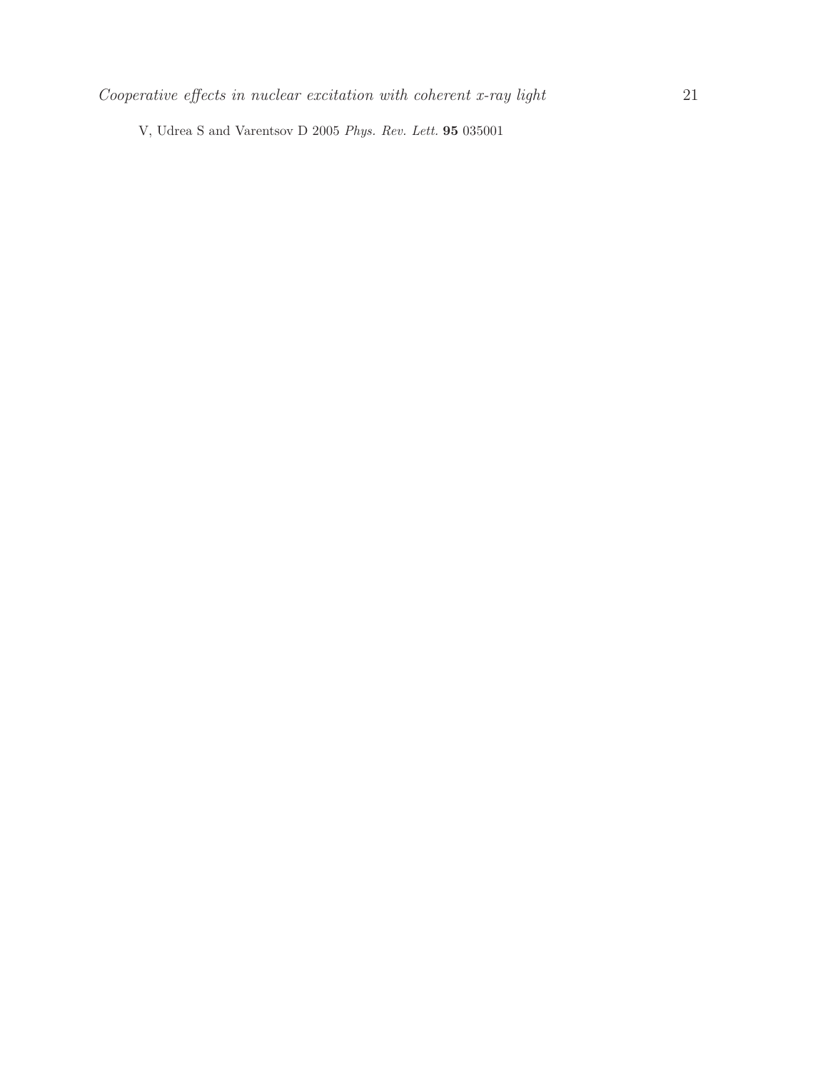V, Udrea S and Varentsov D 2005 *Phys. Rev. Lett.* **95** 035001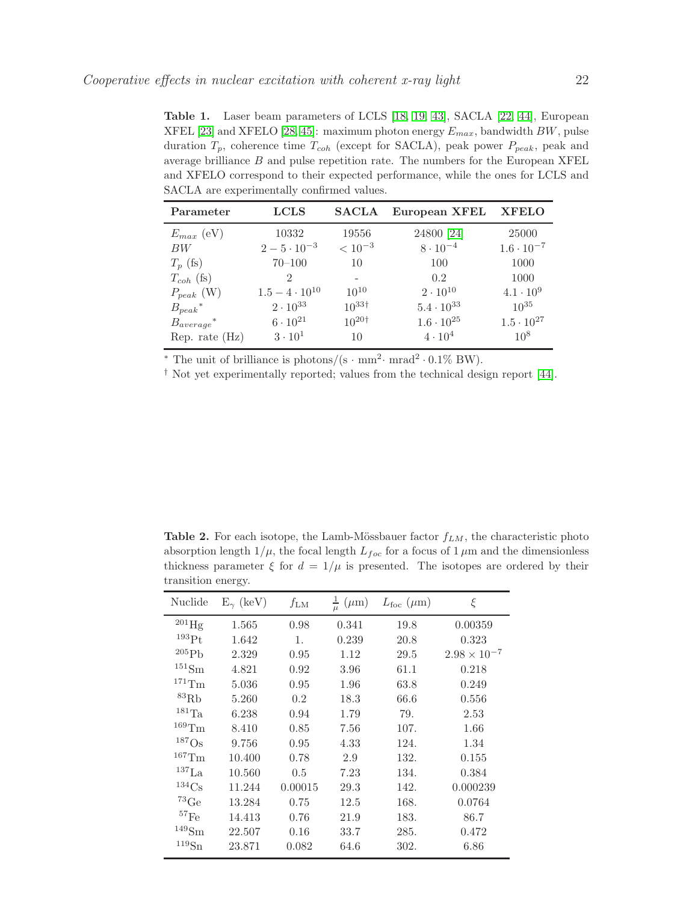**Table 1.** Laser beam parameters of LCLS [18, 19, 43], SACLA [22, 44], European XFEL [23] and XFELO [28, 45]: maximum photon energy $E_{max}$, bandwidth $BW$, pulse duration $T_p$, coherence time $T_{coh}$ (except for SACLA), peak power $P_{peak}$, peak and average brilliance $B$ and pulse repetition rate. The numbers for the European XFEL and XFELO correspond to their expected performance, while the ones for LCLS and SACLA are experimentally confirmed values.

| Parameter | LCLS | SACLA | European XFEL | XFELO |
|---|---|---|---|---|
| $E_{max}$ (eV) | 10332 | 19556 | 24800 [24] | 25000 |
| $BW$ | $2-5\cdot10^{-3}$ | $< 10^{-3}$ | $8\cdot10^{-4}$ | $1.6\cdot10^{-7}$ |
| $T_p$ (fs) | 70–100 | 10 | 100 | 1000 |
| $T_{coh}$ (fs) | 2 | - | 0.2 | 1000 |
| $P_{peak}$ (W) | $1.5-4\cdot10^{10}$ | $10^{10}$ | $2\cdot10^{10}$ | $4.1\cdot10^{9}$ |
| $B_{peak}{}^{*}$ | $2\cdot10^{33}$ | $10^{33\dagger}$ | $5.4\cdot10^{33}$ | $10^{35}$ |
| $B_{average}{}^{*}$ | $6\cdot10^{21}$ | $10^{20\dagger}$ | $1.6\cdot10^{25}$ | $1.5\cdot10^{27}$ |
| Rep. rate (Hz) | $3\cdot10^{1}$ | 10 | $4\cdot10^{4}$ | $10^{8}$ |

$^*$ The unit of brilliance is photons/(s · mm$^2$· mrad$^2$ · 0.1% BW).

$^\dagger$ Not yet experimentally reported; values from the technical design report [44].

**Table 2.** For each isotope, the Lamb-Mössbauer factor $f_{LM}$, the characteristic photo absorption length $1/\mu$, the focal length $L_{foc}$ for a focus of 1 $\mu$m and the dimensionless thickness parameter $\xi$ for $d = 1/\mu$ is presented. The isotopes are ordered by their transition energy.

| Nuclide | $E_\gamma$ (keV) | $f_{\mathrm{LM}}$ | $\frac{1}{\mu}$ ($\mu$m) | $L_{\mathrm{foc}}$ ($\mu$m) | $\xi$ |
|---|---|---|---|---|---|
| $^{201}$Hg | 1.565 | 0.98 | 0.341 | 19.8 | 0.00359 |
| $^{193}$Pt | 1.642 | 1. | 0.239 | 20.8 | 0.323 |
| $^{205}$Pb | 2.329 | 0.95 | 1.12 | 29.5 | $2.98\times10^{-7}$ |
| $^{151}$Sm | 4.821 | 0.92 | 3.96 | 61.1 | 0.218 |
| $^{171}$Tm | 5.036 | 0.95 | 1.96 | 63.8 | 0.249 |
| $^{83}$Rb | 5.260 | 0.2 | 18.3 | 66.6 | 0.556 |
| $^{181}$Ta | 6.238 | 0.94 | 1.79 | 79. | 2.53 |
| $^{169}$Tm | 8.410 | 0.85 | 7.56 | 107. | 1.66 |
| $^{187}$Os | 9.756 | 0.95 | 4.33 | 124. | 1.34 |
| $^{167}$Tm | 10.400 | 0.78 | 2.9 | 132. | 0.155 |
| $^{137}$La | 10.560 | 0.5 | 7.23 | 134. | 0.384 |
| $^{134}$Cs | 11.244 | 0.00015 | 29.3 | 142. | 0.000239 |
| $^{73}$Ge | 13.284 | 0.75 | 12.5 | 168. | 0.0764 |
| $^{57}$Fe | 14.413 | 0.76 | 21.9 | 183. | 86.7 |
| $^{149}$Sm | 22.507 | 0.16 | 33.7 | 285. | 0.472 |
| $^{119}$Sn | 23.871 | 0.082 | 64.6 | 302. | 6.86 |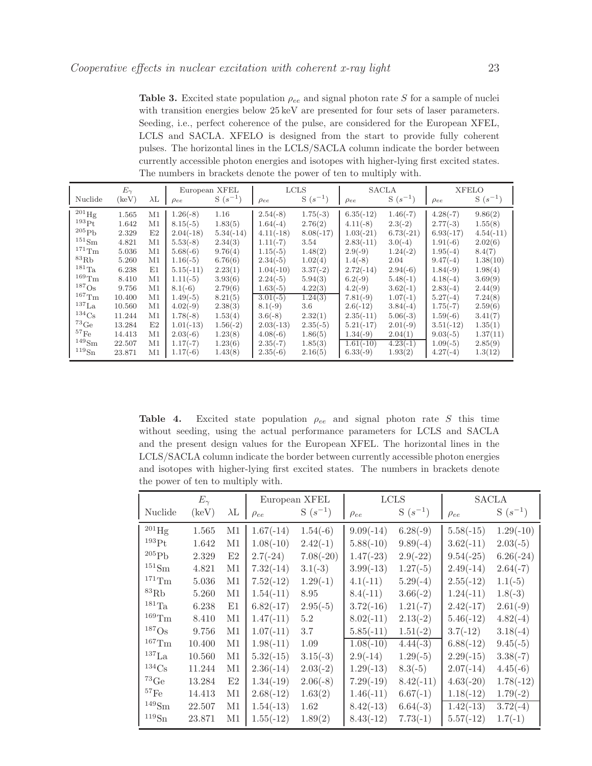**Table 3.** Excited state population $\rho_{ee}$ and signal photon rate $S$ for a sample of nuclei with transition energies below 25 keV are presented for four sets of laser parameters. Seeding, i.e., perfect coherence of the pulse, are considered for the European XFEL, LCLS and SACLA. XFELO is designed from the start to provide fully coherent pulses. The horizontal lines in the LCLS/SACLA column indicate the border between currently accessible photon energies and isotopes with higher-lying first excited states. The numbers in brackets denote the power of ten to multiply with.

| | $E_\gamma$ | | European XFEL | | LCLS | | SACLA | | XFELO | |
|---|---|---|---|---|---|---|---|---|---|---|
| Nuclide | (keV) | λL | $\rho_{ee}$ | S ($s^{-1}$) | $\rho_{ee}$ | S ($s^{-1}$) | $\rho_{ee}$ | S ($s^{-1}$) | $\rho_{ee}$ | S ($s^{-1}$) |
| $^{201}$Hg | 1.565 | M1 | 1.26(-8) | 1.16 | 2.54(-8) | 1.75(-3) | 6.35(-12) | 1.46(-7) | 4.28(-7) | 9.86(2) |
| $^{193}$Pt | 1.642 | M1 | 8.15(-5) | 1.83(5) | 1.64(-4) | 2.76(2) | 4.11(-8) | 2.3(-2) | 2.77(-3) | 1.55(8) |
| $^{205}$Pb | 2.329 | E2 | 2.04(-18) | 5.34(-14) | 4.11(-18) | 8.08(-17) | 1.03(-21) | 6.73(-21) | 6.93(-17) | 4.54(-11) |
| $^{151}$Sm | 4.821 | M1 | 5.53(-8) | 2.34(3) | 1.11(-7) | 3.54 | 2.83(-11) | 3.0(-4) | 1.91(-6) | 2.02(6) |
| $^{171}$Tm | 5.036 | M1 | 5.68(-6) | 9.76(4) | 1.15(-5) | 1.48(2) | 2.9(-9) | 1.24(-2) | 1.95(-4) | 8.4(7) |
| $^{83}$Rb | 5.260 | M1 | 1.16(-5) | 6.76(6) | 2.34(-5) | 1.02(4) | 1.4(-8) | 2.04 | 9.47(-4) | 1.38(10) |
| $^{181}$Ta | 6.238 | E1 | 5.15(-11) | 2.23(1) | 1.04(-10) | 3.37(-2) | 2.72(-14) | 2.94(-6) | 1.84(-9) | 1.98(4) |
| $^{169}$Tm | 8.410 | M1 | 1.11(-5) | 3.93(6) | 2.24(-5) | 5.94(3) | 6.2(-9) | 5.48(-1) | 4.18(-4) | 3.69(9) |
| $^{187}$Os | 9.756 | M1 | 8.1(-6) | 2.79(6) | 1.63(-5) | 4.22(3) | 4.2(-9) | 3.62(-1) | 2.83(-4) | 2.44(9) |
| $^{167}$Tm | 10.400 | M1 | 1.49(-5) | 8.21(5) | 3.01(-5) | 1.24(3) | 7.81(-9) | 1.07(-1) | 5.27(-4) | 7.24(8) |
| $^{137}$La | 10.560 | M1 | 4.02(-9) | 2.38(3) | 8.1(-9) | 3.6 | 2.6(-12) | 3.84(-4) | 1.75(-7) | 2.59(6) |
| $^{134}$Cs | 11.244 | M1 | 1.78(-8) | 1.53(4) | 3.6(-8) | 2.32(1) | 2.35(-11) | 5.06(-3) | 1.59(-6) | 3.41(7) |
| $^{73}$Ge | 13.284 | E2 | 1.01(-13) | 1.56(-2) | 2.03(-13) | 2.35(-5) | 5.21(-17) | 2.01(-9) | 3.51(-12) | 1.35(1) |
| $^{57}$Fe | 14.413 | M1 | 2.03(-6) | 1.23(8) | 4.08(-6) | 1.86(5) | 1.34(-9) | 2.04(1) | 9.03(-5) | 1.37(11) |
| $^{149}$Sm | 22.507 | M1 | 1.17(-7) | 1.23(6) | 2.35(-7) | 1.85(3) | 1.61(-10) | 4.23(-1) | 1.09(-5) | 2.85(9) |
| $^{119}$Sn | 23.871 | M1 | 1.17(-6) | 1.43(8) | 2.35(-6) | 2.16(5) | 6.33(-9) | 1.93(2) | 4.27(-4) | 1.3(12) |

**Table 4.** Excited state population $\rho_{ee}$ and signal photon rate $S$ this time without seeding, using the actual performance parameters for LCLS and SACLA and the present design values for the European XFEL. The horizontal lines in the LCLS/SACLA column indicate the border between currently accessible photon energies and isotopes with higher-lying first excited states. The numbers in brackets denote the power of ten to multiply with.

| | $E_\gamma$ | | European XFEL | | LCLS | | SACLA | |
|---|---|---|---|---|---|---|---|---|
| Nuclide | (keV) | λL | $\rho_{ee}$ | S ($s^{-1}$) | $\rho_{ee}$ | S ($s^{-1}$) | $\rho_{ee}$ | S ($s^{-1}$) |
| $^{201}$Hg | 1.565 | M1 | 1.67(-14) | 1.54(-6) | 9.09(-14) | 6.28(-9) | 5.58(-15) | 1.29(-10) |
| $^{193}$Pt | 1.642 | M1 | 1.08(-10) | 2.42(-1) | 5.88(-10) | 9.89(-4) | 3.62(-11) | 2.03(-5) |
| $^{205}$Pb | 2.329 | E2 | 2.7(-24) | 7.08(-20) | 1.47(-23) | 2.9(-22) | 9.54(-25) | 6.26(-24) |
| $^{151}$Sm | 4.821 | M1 | 7.32(-14) | 3.1(-3) | 3.99(-13) | 1.27(-5) | 2.49(-14) | 2.64(-7) |
| $^{171}$Tm | 5.036 | M1 | 7.52(-12) | 1.29(-1) | 4.1(-11) | 5.29(-4) | 2.55(-12) | 1.1(-5) |
| $^{83}$Rb | 5.260 | M1 | 1.54(-11) | 8.95 | 8.4(-11) | 3.66(-2) | 1.24(-11) | 1.8(-3) |
| $^{181}$Ta | 6.238 | E1 | 6.82(-17) | 2.95(-5) | 3.72(-16) | 1.21(-7) | 2.42(-17) | 2.61(-9) |
| $^{169}$Tm | 8.410 | M1 | 1.47(-11) | 5.2 | 8.02(-11) | 2.13(-2) | 5.46(-12) | 4.82(-4) |
| $^{187}$Os | 9.756 | M1 | 1.07(-11) | 3.7 | 5.85(-11) | 1.51(-2) | 3.7(-12) | 3.18(-4) |
| $^{167}$Tm | 10.400 | M1 | 1.98(-11) | 1.09 | 1.08(-10) | 4.44(-3) | 6.88(-12) | 9.45(-5) |
| $^{137}$La | 10.560 | M1 | 5.32(-15) | 3.15(-3) | 2.9(-14) | 1.29(-5) | 2.29(-15) | 3.38(-7) |
| $^{134}$Cs | 11.244 | M1 | 2.36(-14) | 2.03(-2) | 1.29(-13) | 8.3(-5) | 2.07(-14) | 4.45(-6) |
| $^{73}$Ge | 13.284 | E2 | 1.34(-19) | 2.06(-8) | 7.29(-19) | 8.42(-11) | 4.63(-20) | 1.78(-12) |
| $^{57}$Fe | 14.413 | M1 | 2.68(-12) | 1.63(2) | 1.46(-11) | 6.67(-1) | 1.18(-12) | 1.79(-2) |
| $^{149}$Sm | 22.507 | M1 | 1.54(-13) | 1.62 | 8.42(-13) | 6.64(-3) | 1.42(-13) | 3.72(-4) |
| $^{119}$Sn | 23.871 | M1 | 1.55(-12) | 1.89(2) | 8.43(-12) | 7.73(-1) | 5.57(-12) | 1.7(-1) |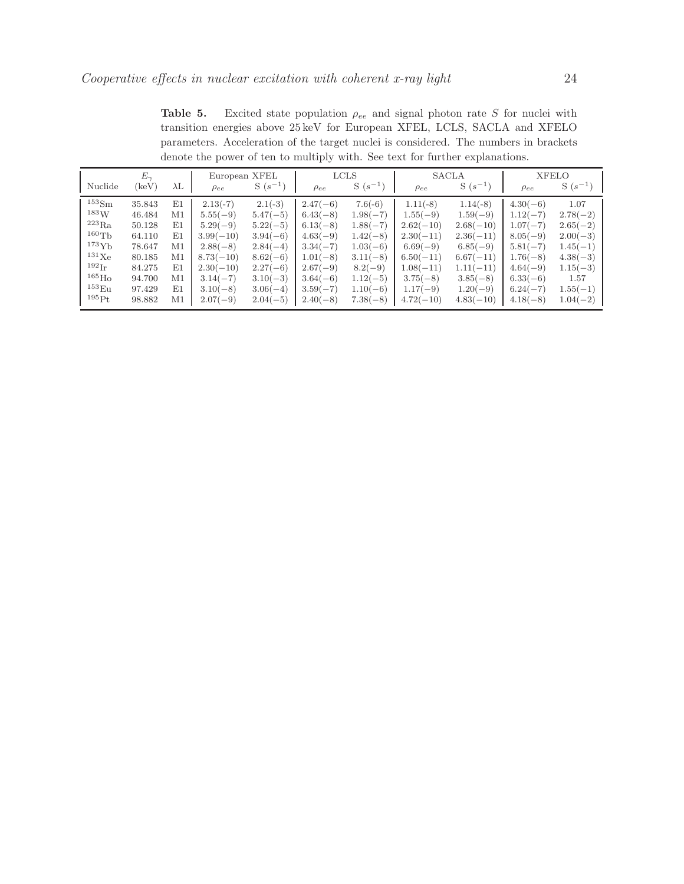**Table 5.** Excited state population $\rho_{ee}$ and signal photon rate $S$ for nuclei with transition energies above 25 keV for European XFEL, LCLS, SACLA and XFELO parameters. Acceleration of the target nuclei is considered. The numbers in brackets denote the power of ten to multiply with. See text for further explanations.

| Nuclide | $E_\gamma$ (keV) | λL | European XFEL $\rho_{ee}$ | European XFEL S ($s^{-1}$) | LCLS $\rho_{ee}$ | LCLS S ($s^{-1}$) | SACLA $\rho_{ee}$ | SACLA S ($s^{-1}$) | XFELO $\rho_{ee}$ | XFELO S ($s^{-1}$) |
|---|---|---|---|---|---|---|---|---|---|---|
| $^{153}$Sm | 35.843 | E1 | 2.13(-7) | 2.1(-3) | 2.47(−6) | 7.6(-6) | 1.11(-8) | 1.14(-8) | 4.30(−6) | 1.07 |
| $^{183}$W | 46.484 | M1 | 5.55(−9) | 5.47(−5) | 6.43(−8) | 1.98(−7) | 1.55(−9) | 1.59(−9) | 1.12(−7) | 2.78(−2) |
| $^{223}$Ra | 50.128 | E1 | 5.29(−9) | 5.22(−5) | 6.13(−8) | 1.88(−7) | 2.62(−10) | 2.68(−10) | 1.07(−7) | 2.65(−2) |
| $^{160}$Tb | 64.110 | E1 | 3.99(−10) | 3.94(−6) | 4.63(−9) | 1.42(−8) | 2.30(−11) | 2.36(−11) | 8.05(−9) | 2.00(−3) |
| $^{173}$Yb | 78.647 | M1 | 2.88(−8) | 2.84(−4) | 3.34(−7) | 1.03(−6) | 6.69(−9) | 6.85(−9) | 5.81(−7) | 1.45(−1) |
| $^{131}$Xe | 80.185 | M1 | 8.73(−10) | 8.62(−6) | 1.01(−8) | 3.11(−8) | 6.50(−11) | 6.67(−11) | 1.76(−8) | 4.38(−3) |
| $^{192}$Ir | 84.275 | E1 | 2.30(−10) | 2.27(−6) | 2.67(−9) | 8.2(−9) | 1.08(−11) | 1.11(−11) | 4.64(−9) | 1.15(−3) |
| $^{165}$Ho | 94.700 | M1 | 3.14(−7) | 3.10(−3) | 3.64(−6) | 1.12(−5) | 3.75(−8) | 3.85(−8) | 6.33(−6) | 1.57 |
| $^{153}$Eu | 97.429 | E1 | 3.10(−8) | 3.06(−4) | 3.59(−7) | 1.10(−6) | 1.17(−9) | 1.20(−9) | 6.24(−7) | 1.55(−1) |
| $^{195}$Pt | 98.882 | M1 | 2.07(−9) | 2.04(−5) | 2.40(−8) | 7.38(−8) | 4.72(−10) | 4.83(−10) | 4.18(−8) | 1.04(−2) |